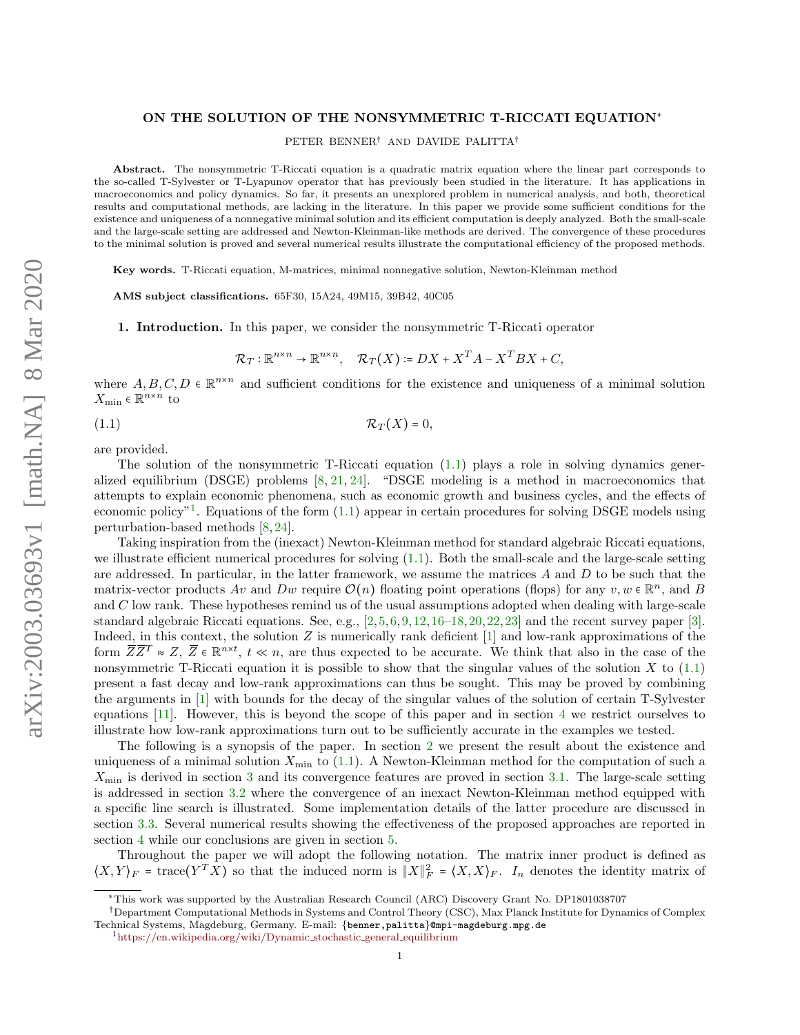# ON THE SOLUTION OF THE NONSYMMETRIC T-RICCATI EQUATION*

PETER BENNER† AND DAVIDE PALITTA†

**Abstract.** The nonsymmetric T-Riccati equation is a quadratic matrix equation where the linear part corresponds to the so-called T-Sylvester or T-Lyapunov operator that has previously been studied in the literature. It has applications in macroeconomics and policy dynamics. So far, it presents an unexplored problem in numerical analysis, and both, theoretical results and computational methods, are lacking in the literature. In this paper we provide some sufficient conditions for the existence and uniqueness of a nonnegative minimal solution and its efficient computation is deeply analyzed. Both the small-scale and the large-scale setting are addressed and Newton-Kleinman-like methods are derived. The convergence of these procedures to the minimal solution is proved and several numerical results illustrate the computational efficiency of the proposed methods.

**Key words.** T-Riccati equation, M-matrices, minimal nonnegative solution, Newton-Kleinman method

**AMS subject classifications.** 65F30, 15A24, 49M15, 39B42, 40C05

## 1. Introduction.

In this paper, we consider the nonsymmetric T-Riccati operator

$$\mathcal{R}_T : \mathbb{R}^{n\times n} \to \mathbb{R}^{n\times n}, \quad \mathcal{R}_T(X) \coloneqq DX + X^TA - X^TBX + C,$$

where $A, B, C, D \in \mathbb{R}^{n\times n}$ and sufficient conditions for the existence and uniqueness of a minimal solution $X_{\min} \in \mathbb{R}^{n\times n}$ to

$$\mathcal{R}_T(X) = 0, \tag{1.1}$$

are provided.

The solution of the nonsymmetric T-Riccati equation (1.1) plays a role in solving dynamics generalized equilibrium (DSGE) problems [8, 21, 24]. "DSGE modeling is a method in macroeconomics that attempts to explain economic phenomena, such as economic growth and business cycles, and the effects of economic policy"[1]. Equations of the form (1.1) appear in certain procedures for solving DSGE models using perturbation-based methods [8, 24].

Taking inspiration from the (inexact) Newton-Kleinman method for standard algebraic Riccati equations, we illustrate efficient numerical procedures for solving (1.1). Both the small-scale and the large-scale setting are addressed. In particular, in the latter framework, we assume the matrices $A$ and $D$ to be such that the matrix-vector products $Av$ and $Dw$ require $\mathcal{O}(n)$ floating point operations (flops) for any $v, w \in \mathbb{R}^n$, and $B$ and $C$ low rank. These hypotheses remind us of the usual assumptions adopted when dealing with large-scale standard algebraic Riccati equations. See, e.g., [2, 5, 6, 9, 12, 16–18, 20, 22, 23] and the recent survey paper [3]. Indeed, in this context, the solution $Z$ is numerically rank deficient [1] and low-rank approximations of the form $\overline{Z}\,\overline{Z}^T \approx Z$, $\overline{Z} \in \mathbb{R}^{n\times t}$, $t \ll n$, are thus expected to be accurate. We think that also in the case of the nonsymmetric T-Riccati equation it is possible to show that the singular values of the solution $X$ to (1.1) present a fast decay and low-rank approximations can thus be sought. This may be proved by combining the arguments in [1] with bounds for the decay of the singular values of the solution of certain T-Sylvester equations [11]. However, this is beyond the scope of this paper and in section 4 we restrict ourselves to illustrate how low-rank approximations turn out to be sufficiently accurate in the examples we tested.

The following is a synopsis of the paper. In section 2 we present the result about the existence and uniqueness of a minimal solution $X_{\min}$ to (1.1). A Newton-Kleinman method for the computation of such a $X_{\min}$ is derived in section 3 and its convergence features are proved in section 3.1. The large-scale setting is addressed in section 3.2 where the convergence of an inexact Newton-Kleinman method equipped with a specific line search is illustrated. Some implementation details of the latter procedure are discussed in section 3.3. Several numerical results showing the effectiveness of the proposed approaches are reported in section 4 while our conclusions are given in section 5.

Throughout the paper we will adopt the following notation. The matrix inner product is defined as $\langle X, Y\rangle_F = \operatorname{trace}(Y^TX)$ so that the induced norm is $\|X\|_F^2 = \langle X, X\rangle_F$. $I_n$ denotes the identity matrix of

---

*This work was supported by the Australian Research Council (ARC) Discovery Grant No. DP1801038707

†Department Computational Methods in Systems and Control Theory (CSC), Max Planck Institute for Dynamics of Complex Technical Systems, Magdeburg, Germany. E-mail: {benner,palitta}@mpi-magdeburg.mpg.de

[1] https://en.wikipedia.org/wiki/Dynamic_stochastic_general_equilibrium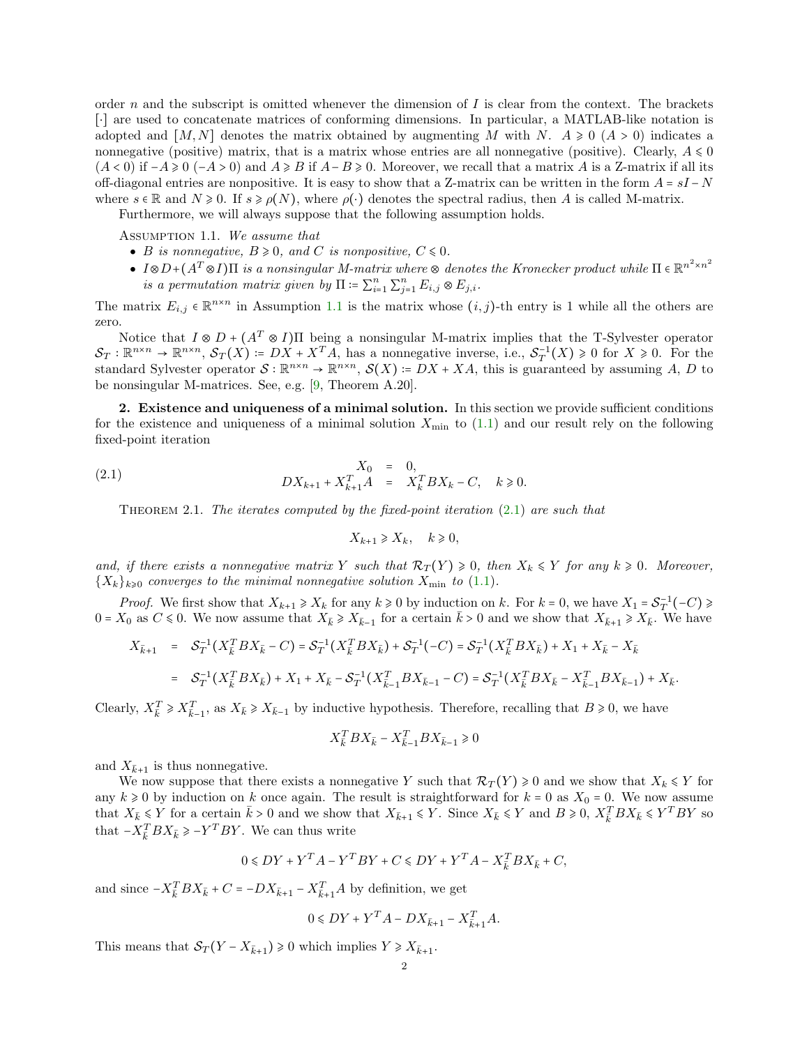order $n$ and the subscript is omitted whenever the dimension of $I$ is clear from the context. The brackets $[\cdot]$ are used to concatenate matrices of conforming dimensions. In particular, a MATLAB-like notation is adopted and $[M, N]$ denotes the matrix obtained by augmenting $M$ with $N$. $A \geqslant 0$ ($A > 0$) indicates a nonnegative (positive) matrix, that is a matrix whose entries are all nonnegative (positive). Clearly, $A \leqslant 0$ ($A < 0$) if $-A \geqslant 0$ ($-A > 0$) and $A \geqslant B$ if $A - B \geqslant 0$. Moreover, we recall that a matrix $A$ is a Z-matrix if all its off-diagonal entries are nonpositive. It is easy to show that a Z-matrix can be written in the form $A = sI - N$ where $s \in \mathbb{R}$ and $N \geqslant 0$. If $s \geqslant \rho(N)$, where $\rho(\cdot)$ denotes the spectral radius, then $A$ is called M-matrix.

Furthermore, we will always suppose that the following assumption holds.

Assumption 1.1. *We assume that*

- *$B$ is nonnegative, $B \geqslant 0$, and $C$ is nonpositive, $C \leqslant 0$.*
- *$I \otimes D + (A^T \otimes I)\Pi$ is a nonsingular M-matrix where $\otimes$ denotes the Kronecker product while $\Pi \in \mathbb{R}^{n^2 \times n^2}$ is a permutation matrix given by $\Pi := \sum_{i=1}^n \sum_{j=1}^n E_{i,j} \otimes E_{j,i}$.*

The matrix $E_{i,j} \in \mathbb{R}^{n \times n}$ in Assumption 1.1 is the matrix whose $(i,j)$-th entry is 1 while all the others are zero.

Notice that $I \otimes D + (A^T \otimes I)\Pi$ being a nonsingular M-matrix implies that the T-Sylvester operator $\mathcal{S}_T : \mathbb{R}^{n \times n} \to \mathbb{R}^{n \times n}$, $\mathcal{S}_T(X) := DX + X^T A$, has a nonnegative inverse, i.e., $\mathcal{S}_T^{-1}(X) \geqslant 0$ for $X \geqslant 0$. For the standard Sylvester operator $\mathcal{S} : \mathbb{R}^{n \times n} \to \mathbb{R}^{n \times n}$, $\mathcal{S}(X) := DX + XA$, this is guaranteed by assuming $A$, $D$ to be nonsingular M-matrices. See, e.g. [9, Theorem A.20].

## 2. Existence and uniqueness of a minimal solution.

In this section we provide sufficient conditions for the existence and uniqueness of a minimal solution $X_{\min}$ to (1.1) and our result rely on the following fixed-point iteration

$$
\begin{aligned}
X_0 &= 0, \\
DX_{k+1} + X_{k+1}^T A &= X_k^T B X_k - C, \quad k \geqslant 0.
\end{aligned} \tag{2.1}
$$

Theorem 2.1. *The iterates computed by the fixed-point iteration (2.1) are such that*

$$X_{k+1} \geqslant X_k, \quad k \geqslant 0,$$

*and, if there exists a nonnegative matrix $Y$ such that $\mathcal{R}_T(Y) \geqslant 0$, then $X_k \leqslant Y$ for any $k \geqslant 0$. Moreover, $\{X_k\}_{k \geqslant 0}$ converges to the minimal nonnegative solution $X_{\min}$ to (1.1).*

*Proof.* We first show that $X_{k+1} \geqslant X_k$ for any $k \geqslant 0$ by induction on $k$. For $k = 0$, we have $X_1 = \mathcal{S}_T^{-1}(-C) \geqslant 0 = X_0$ as $C \leqslant 0$. We now assume that $X_{\bar{k}} \geqslant X_{\bar{k}-1}$ for a certain $\bar{k} > 0$ and we show that $X_{\bar{k}+1} \geqslant X_{\bar{k}}$. We have

$$
\begin{aligned}
X_{\bar{k}+1} &= \mathcal{S}_T^{-1}(X_{\bar{k}}^T B X_{\bar{k}} - C) = \mathcal{S}_T^{-1}(X_{\bar{k}}^T B X_{\bar{k}}) + \mathcal{S}_T^{-1}(-C) = \mathcal{S}_T^{-1}(X_{\bar{k}}^T B X_{\bar{k}}) + X_1 + X_{\bar{k}} - X_{\bar{k}} \\
&= \mathcal{S}_T^{-1}(X_{\bar{k}}^T B X_{\bar{k}}) + X_1 + X_{\bar{k}} - \mathcal{S}_T^{-1}(X_{\bar{k}-1}^T B X_{\bar{k}-1} - C) = \mathcal{S}_T^{-1}(X_{\bar{k}}^T B X_{\bar{k}} - X_{\bar{k}-1}^T B X_{\bar{k}-1}) + X_{\bar{k}}.
\end{aligned}
$$

Clearly, $X_{\bar{k}}^T \geqslant X_{\bar{k}-1}^T$, as $X_{\bar{k}} \geqslant X_{\bar{k}-1}$ by inductive hypothesis. Therefore, recalling that $B \geqslant 0$, we have

$$X_{\bar{k}}^T B X_{\bar{k}} - X_{\bar{k}-1}^T B X_{\bar{k}-1} \geqslant 0$$

and $X_{\bar{k}+1}$ is thus nonnegative.

We now suppose that there exists a nonnegative $Y$ such that $\mathcal{R}_T(Y) \geqslant 0$ and we show that $X_k \leqslant Y$ for any $k \geqslant 0$ by induction on $k$ once again. The result is straightforward for $k = 0$ as $X_0 = 0$. We now assume that $X_{\bar{k}} \leqslant Y$ for a certain $\bar{k} > 0$ and we show that $X_{\bar{k}+1} \leqslant Y$. Since $X_{\bar{k}} \leqslant Y$ and $B \geqslant 0$, $X_{\bar{k}}^T B X_{\bar{k}} \leqslant Y^T B Y$ so that $-X_{\bar{k}}^T B X_{\bar{k}} \geqslant -Y^T B Y$. We can thus write

$$0 \leqslant DY + Y^T A - Y^T B Y + C \leqslant DY + Y^T A - X_{\bar{k}}^T B X_{\bar{k}} + C,$$

and since $-X_{\bar{k}}^T B X_{\bar{k}} + C = -DX_{\bar{k}+1} - X_{\bar{k}+1}^T A$ by definition, we get

$$0 \leqslant DY + Y^T A - DX_{\bar{k}+1} - X_{\bar{k}+1}^T A.$$

This means that $\mathcal{S}_T(Y - X_{\bar{k}+1}) \geqslant 0$ which implies $Y \geqslant X_{\bar{k}+1}$.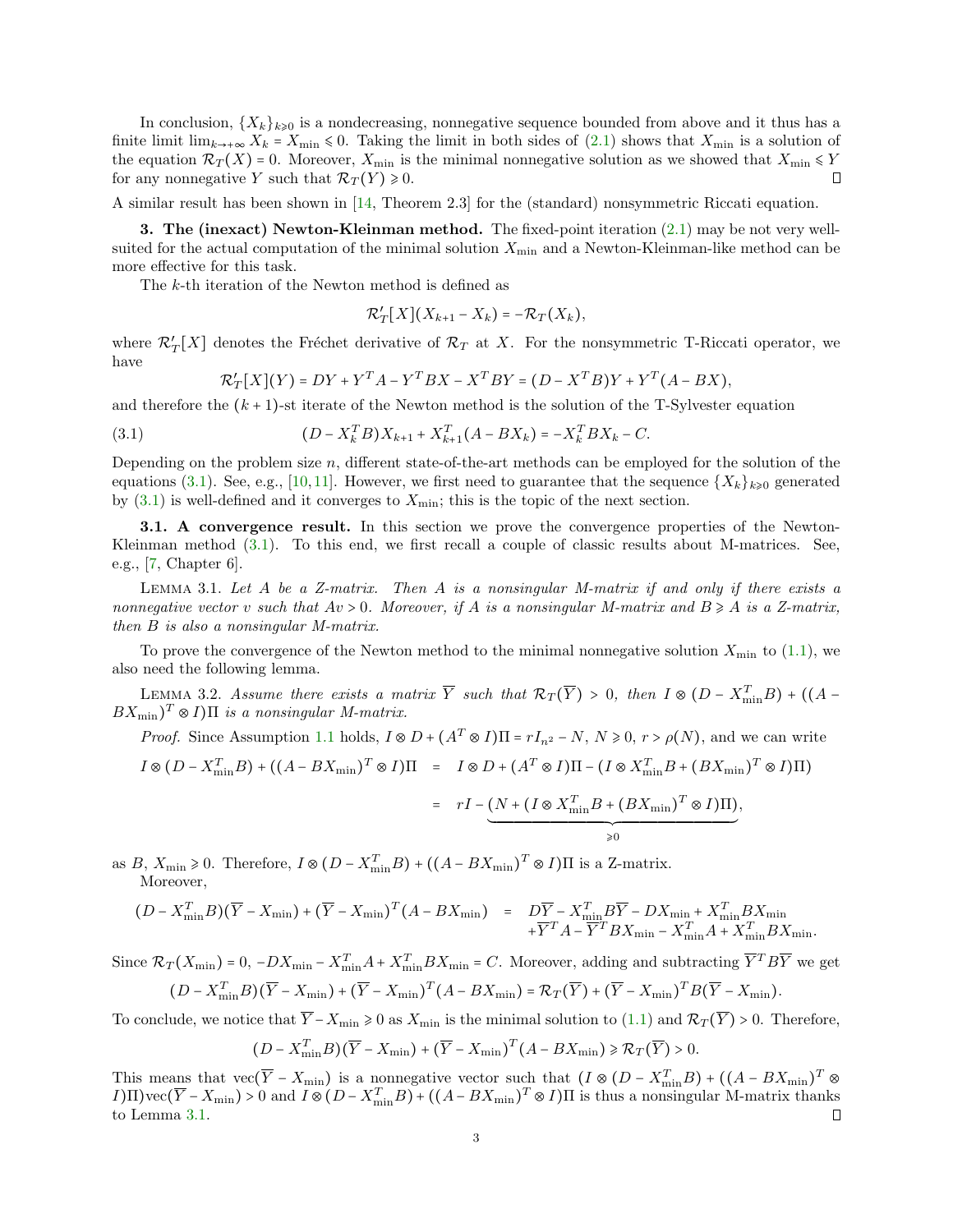In conclusion, $\{X_k\}_{k\geqslant 0}$ is a nondecreasing, nonnegative sequence bounded from above and it thus has a finite limit $\lim_{k\to+\infty} X_k = X_{\min} \leqslant 0$. Taking the limit in both sides of (2.1) shows that $X_{\min}$ is a solution of the equation $\mathcal{R}_T(X) = 0$. Moreover, $X_{\min}$ is the minimal nonnegative solution as we showed that $X_{\min} \leqslant Y$ for any nonnegative $Y$ such that $\mathcal{R}_T(Y) \geqslant 0$. ∎

A similar result has been shown in [14, Theorem 2.3] for the (standard) nonsymmetric Riccati equation.

**3. The (inexact) Newton-Kleinman method.** The fixed-point iteration (2.1) may be not very well-suited for the actual computation of the minimal solution $X_{\min}$ and a Newton-Kleinman-like method can be more effective for this task.

The $k$-th iteration of the Newton method is defined as

$$\mathcal{R}_T'[X](X_{k+1} - X_k) = -\mathcal{R}_T(X_k),$$

where $\mathcal{R}_T'[X]$ denotes the Fréchet derivative of $\mathcal{R}_T$ at $X$. For the nonsymmetric T-Riccati operator, we have

$$\mathcal{R}_T'[X](Y) = DY + Y^TA - Y^TBX - X^TBY = (D - X^TB)Y + Y^T(A - BX),$$

and therefore the $(k+1)$-st iterate of the Newton method is the solution of the T-Sylvester equation

$$(D - X_k^TB)X_{k+1} + X_{k+1}^T(A - BX_k) = -X_k^TBX_k - C. \tag{3.1}$$

Depending on the problem size $n$, different state-of-the-art methods can be employed for the solution of the equations (3.1). See, e.g., [10,11]. However, we first need to guarantee that the sequence $\{X_k\}_{k\geqslant 0}$ generated by (3.1) is well-defined and it converges to $X_{\min}$; this is the topic of the next section.

**3.1. A convergence result.** In this section we prove the convergence properties of the Newton-Kleinman method (3.1). To this end, we first recall a couple of classic results about M-matrices. See, e.g., [7, Chapter 6].

Lemma 3.1. *Let $A$ be a Z-matrix. Then $A$ is a nonsingular M-matrix if and only if there exists a nonnegative vector $v$ such that $Av > 0$. Moreover, if $A$ is a nonsingular M-matrix and $B \geqslant A$ is a Z-matrix, then $B$ is also a nonsingular M-matrix.*

To prove the convergence of the Newton method to the minimal nonnegative solution $X_{\min}$ to (1.1), we also need the following lemma.

Lemma 3.2. *Assume there exists a matrix $\overline{Y}$ such that $\mathcal{R}_T(\overline{Y}) > 0$, then $I \otimes (D - X_{\min}^TB) + ((A - BX_{\min})^T \otimes I)\Pi$ is a nonsingular M-matrix.*

*Proof.* Since Assumption 1.1 holds, $I \otimes D + (A^T \otimes I)\Pi = rI_{n^2} - N$, $N \geqslant 0$, $r > \rho(N)$, and we can write

$$\begin{aligned}
I \otimes (D - X_{\min}^TB) + ((A - BX_{\min})^T \otimes I)\Pi &= I \otimes D + (A^T \otimes I)\Pi - (I \otimes X_{\min}^TB + (BX_{\min})^T \otimes I)\Pi) \\
&= rI - \underbrace{(N + (I \otimes X_{\min}^TB + (BX_{\min})^T \otimes I)\Pi)}_{\geqslant 0},
\end{aligned}$$

as $B$, $X_{\min} \geqslant 0$. Therefore, $I \otimes (D - X_{\min}^TB) + ((A - BX_{\min})^T \otimes I)\Pi$ is a Z-matrix.

Moreover,

$$\begin{aligned}
(D - X_{\min}^TB)(\overline{Y} - X_{\min}) + (\overline{Y} - X_{\min})^T(A - BX_{\min}) &= D\overline{Y} - X_{\min}^TB\overline{Y} - DX_{\min} + X_{\min}^TBX_{\min} \\
&\quad + \overline{Y}^TA - \overline{Y}^TBX_{\min} - X_{\min}^TA + X_{\min}^TBX_{\min}.
\end{aligned}$$

Since $\mathcal{R}_T(X_{\min}) = 0$, $-DX_{\min} - X_{\min}^TA + X_{\min}^TBX_{\min} = C$. Moreover, adding and subtracting $\overline{Y}^TB\overline{Y}$ we get

$$(D - X_{\min}^TB)(\overline{Y} - X_{\min}) + (\overline{Y} - X_{\min})^T(A - BX_{\min}) = \mathcal{R}_T(\overline{Y}) + (\overline{Y} - X_{\min})^TB(\overline{Y} - X_{\min}).$$

To conclude, we notice that $\overline{Y} - X_{\min} \geqslant 0$ as $X_{\min}$ is the minimal solution to (1.1) and $\mathcal{R}_T(\overline{Y}) > 0$. Therefore,

$$(D - X_{\min}^TB)(\overline{Y} - X_{\min}) + (\overline{Y} - X_{\min})^T(A - BX_{\min}) \geqslant \mathcal{R}_T(\overline{Y}) > 0.$$

This means that $\operatorname{vec}(\overline{Y} - X_{\min})$ is a nonnegative vector such that $(I \otimes (D - X_{\min}^TB) + ((A - BX_{\min})^T \otimes I)\Pi)\operatorname{vec}(\overline{Y} - X_{\min}) > 0$ and $I \otimes (D - X_{\min}^TB) + ((A - BX_{\min})^T \otimes I)\Pi$ is thus a nonsingular M-matrix thanks to Lemma 3.1. ∎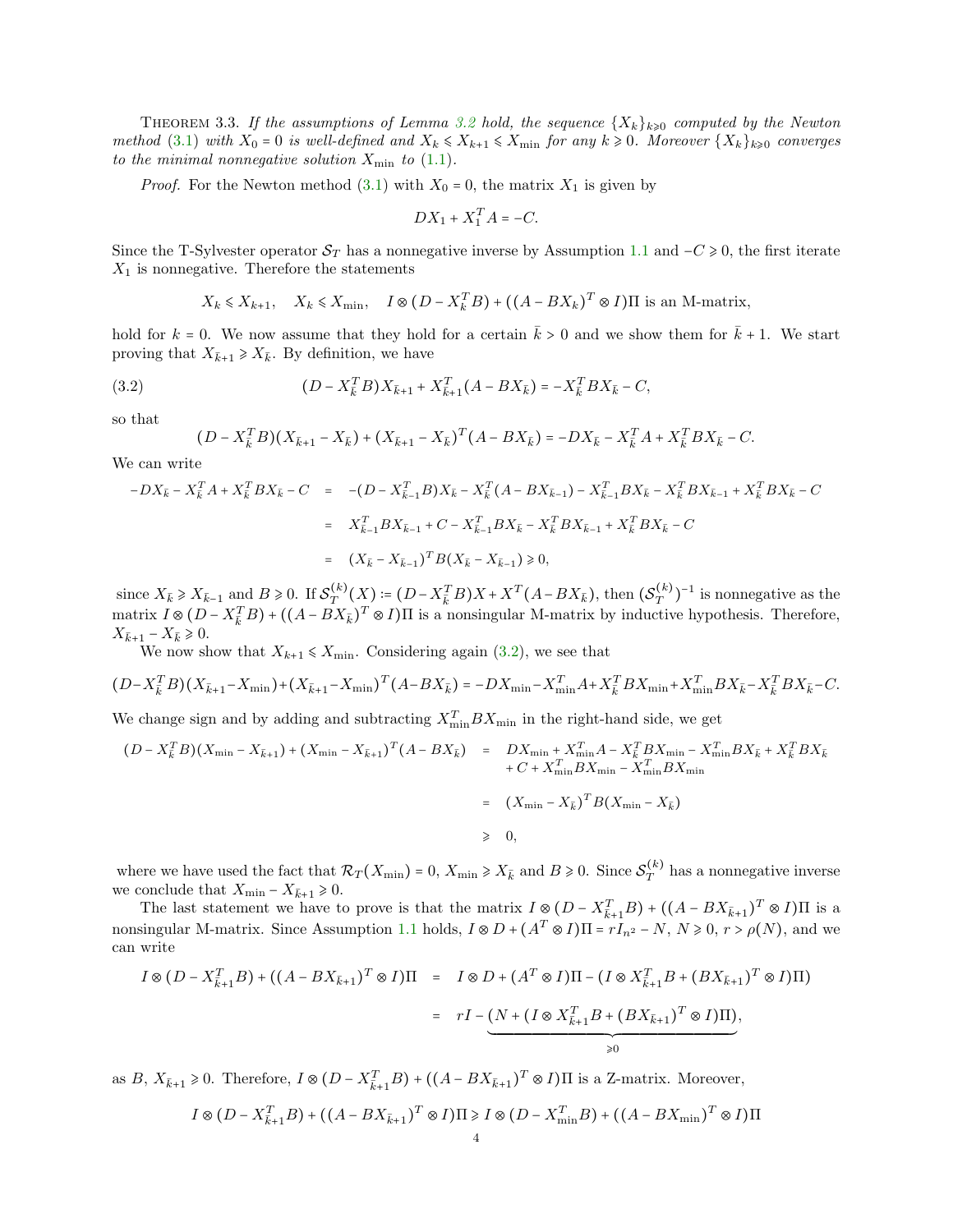Theorem 3.3. *If the assumptions of Lemma 3.2 hold, the sequence $\{X_k\}_{k\geqslant 0}$ computed by the Newton method (3.1) with $X_0 = 0$ is well-defined and $X_k \leqslant X_{k+1} \leqslant X_{\min}$ for any $k \geqslant 0$. Moreover $\{X_k\}_{k\geqslant 0}$ converges to the minimal nonnegative solution $X_{\min}$ to (1.1).*

*Proof.* For the Newton method (3.1) with $X_0 = 0$, the matrix $X_1$ is given by

$$DX_1 + X_1^T A = -C.$$

Since the T-Sylvester operator $\mathcal{S}_T$ has a nonnegative inverse by Assumption 1.1 and $-C \geqslant 0$, the first iterate $X_1$ is nonnegative. Therefore the statements

$$X_k \leqslant X_{k+1}, \quad X_k \leqslant X_{\min}, \quad I \otimes (D - X_k^T B) + ((A - BX_k)^T \otimes I)\Pi \text{ is an M-matrix,}$$

hold for $k = 0$. We now assume that they hold for a certain $\bar{k} > 0$ and we show them for $\bar{k}+1$. We start proving that $X_{\bar{k}+1} \geqslant X_{\bar{k}}$. By definition, we have

$$(D - X_{\bar{k}}^T B)X_{\bar{k}+1} + X_{\bar{k}+1}^T(A - BX_{\bar{k}}) = -X_{\bar{k}}^T BX_{\bar{k}} - C, \tag{3.2}$$

so that

$$(D - X_{\bar{k}}^T B)(X_{\bar{k}+1} - X_{\bar{k}}) + (X_{\bar{k}+1} - X_{\bar{k}})^T(A - BX_{\bar{k}}) = -DX_{\bar{k}} - X_{\bar{k}}^T A + X_{\bar{k}}^T BX_{\bar{k}} - C.$$

We can write

$$\begin{aligned}
-DX_{\bar{k}} - X_{\bar{k}}^T A + X_{\bar{k}}^T BX_{\bar{k}} - C &= -(D - X_{\bar{k}-1}^T B)X_{\bar{k}} - X_{\bar{k}}^T(A - BX_{\bar{k}-1}) - X_{\bar{k}-1}^T BX_{\bar{k}} - X_{\bar{k}}^T BX_{\bar{k}-1} + X_{\bar{k}}^T BX_{\bar{k}} - C \\
&= X_{\bar{k}-1}^T BX_{\bar{k}-1} + C - X_{\bar{k}-1}^T BX_{\bar{k}} - X_{\bar{k}}^T BX_{\bar{k}-1} + X_{\bar{k}}^T BX_{\bar{k}} - C \\
&= (X_{\bar{k}} - X_{\bar{k}-1})^T B(X_{\bar{k}} - X_{\bar{k}-1}) \geqslant 0,
\end{aligned}$$

since $X_{\bar{k}} \geqslant X_{\bar{k}-1}$ and $B \geqslant 0$. If $\mathcal{S}_T^{(k)}(X) := (D - X_{\bar{k}}^T B)X + X^T(A - BX_{\bar{k}})$, then $(\mathcal{S}_T^{(k)})^{-1}$ is nonnegative as the matrix $I \otimes (D - X_{\bar{k}}^T B) + ((A - BX_{\bar{k}})^T \otimes I)\Pi$ is a nonsingular M-matrix by inductive hypothesis. Therefore, $X_{\bar{k}+1} - X_{\bar{k}} \geqslant 0$.

We now show that $X_{k+1} \leqslant X_{\min}$. Considering again (3.2), we see that

$$(D - X_{\bar{k}}^T B)(X_{\bar{k}+1} - X_{\min}) + (X_{\bar{k}+1} - X_{\min})^T(A - BX_{\bar{k}}) = -DX_{\min} - X_{\min}^T A + X_{\bar{k}}^T BX_{\min} + X_{\min}^T BX_{\bar{k}} - X_{\bar{k}}^T BX_{\bar{k}} - C.$$

We change sign and by adding and subtracting $X_{\min}^T BX_{\min}$ in the right-hand side, we get

$$\begin{aligned}
(D - X_{\bar{k}}^T B)(X_{\min} - X_{\bar{k}+1}) + (X_{\min} - X_{\bar{k}+1})^T(A - BX_{\bar{k}}) &= DX_{\min} + X_{\min}^T A - X_{\bar{k}}^T BX_{\min} - X_{\min}^T BX_{\bar{k}} + X_{\bar{k}}^T BX_{\bar{k}} \\
&\quad + C + X_{\min}^T BX_{\min} - X_{\min}^T BX_{\min} \\
&= (X_{\min} - X_{\bar{k}})^T B(X_{\min} - X_{\bar{k}}) \\
&\geqslant 0,
\end{aligned}$$

where we have used the fact that $\mathcal{R}_T(X_{\min}) = 0$, $X_{\min} \geqslant X_{\bar{k}}$ and $B \geqslant 0$. Since $\mathcal{S}_T^{(k)}$ has a nonnegative inverse we conclude that $X_{\min} - X_{\bar{k}+1} \geqslant 0$.

The last statement we have to prove is that the matrix $I \otimes (D - X_{\bar{k}+1}^T B) + ((A - BX_{\bar{k}+1})^T \otimes I)\Pi$ is a nonsingular M-matrix. Since Assumption 1.1 holds, $I \otimes D + (A^T \otimes I)\Pi = rI_{n^2} - N$, $N \geqslant 0$, $r > \rho(N)$, and we can write

$$\begin{aligned}
I \otimes (D - X_{\bar{k}+1}^T B) + ((A - BX_{\bar{k}+1})^T \otimes I)\Pi &= I \otimes D + (A^T \otimes I)\Pi - (I \otimes X_{\bar{k}+1}^T B + (BX_{\bar{k}+1})^T \otimes I)\Pi) \\
&= rI - \underbrace{(N + (I \otimes X_{\bar{k}+1}^T B + (BX_{\bar{k}+1})^T \otimes I)\Pi)}_{\geqslant 0},
\end{aligned}$$

as $B$, $X_{\bar{k}+1} \geqslant 0$. Therefore, $I \otimes (D - X_{\bar{k}+1}^T B) + ((A - BX_{\bar{k}+1})^T \otimes I)\Pi$ is a Z-matrix. Moreover,

$$I \otimes (D - X_{\bar{k}+1}^T B) + ((A - BX_{\bar{k}+1})^T \otimes I)\Pi \geqslant I \otimes (D - X_{\min}^T B) + ((A - BX_{\min})^T \otimes I)\Pi$$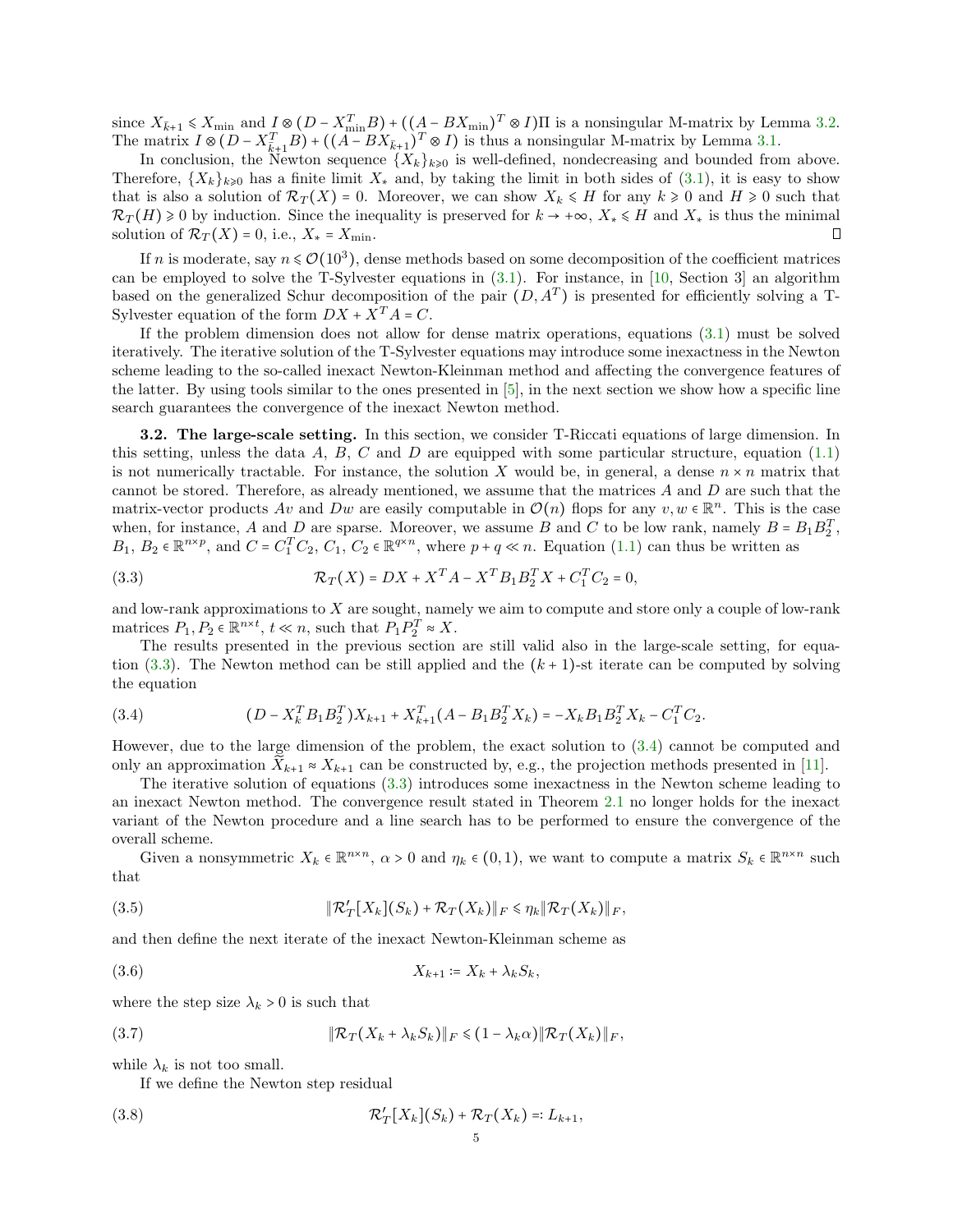since $X_{\bar{k}+1} \leqslant X_{\min}$ and $I \otimes (D - X_{\min}^T B) + ((A - BX_{\min})^T \otimes I)\Pi$ is a nonsingular M-matrix by Lemma 3.2. The matrix $I \otimes (D - X_{\bar{k}+1}^T B) + ((A - BX_{\bar{k}+1})^T \otimes I)$ is thus a nonsingular M-matrix by Lemma 3.1.

In conclusion, the Newton sequence $\{X_k\}_{k\geqslant 0}$ is well-defined, nondecreasing and bounded from above. Therefore, $\{X_k\}_{k\geqslant 0}$ has a finite limit $X_*$ and, by taking the limit in both sides of (3.1), it is easy to show that is also a solution of $\mathcal{R}_T(X) = 0$. Moreover, we can show $X_k \leqslant H$ for any $k \geqslant 0$ and $H \geqslant 0$ such that $\mathcal{R}_T(H) \geqslant 0$ by induction. Since the inequality is preserved for $k \to +\infty$, $X_* \leqslant H$ and $X_*$ is thus the minimal solution of $\mathcal{R}_T(X) = 0$, i.e., $X_* = X_{\min}$. □

If $n$ is moderate, say $n \leqslant \mathcal{O}(10^3)$, dense methods based on some decomposition of the coefficient matrices can be employed to solve the T-Sylvester equations in (3.1). For instance, in [10, Section 3] an algorithm based on the generalized Schur decomposition of the pair $(D, A^T)$ is presented for efficiently solving a T-Sylvester equation of the form $DX + X^T A = C$.

If the problem dimension does not allow for dense matrix operations, equations (3.1) must be solved iteratively. The iterative solution of the T-Sylvester equations may introduce some inexactness in the Newton scheme leading to the so-called inexact Newton-Kleinman method and affecting the convergence features of the latter. By using tools similar to the ones presented in [5], in the next section we show how a specific line search guarantees the convergence of the inexact Newton method.

**3.2. The large-scale setting.** In this section, we consider T-Riccati equations of large dimension. In this setting, unless the data $A$, $B$, $C$ and $D$ are equipped with some particular structure, equation (1.1) is not numerically tractable. For instance, the solution $X$ would be, in general, a dense $n \times n$ matrix that cannot be stored. Therefore, as already mentioned, we assume that the matrices $A$ and $D$ are such that the matrix-vector products $Av$ and $Dw$ are easily computable in $\mathcal{O}(n)$ flops for any $v, w \in \mathbb{R}^n$. This is the case when, for instance, $A$ and $D$ are sparse. Moreover, we assume $B$ and $C$ to be low rank, namely $B = B_1 B_2^T$, $B_1$, $B_2 \in \mathbb{R}^{n\times p}$, and $C = C_1^T C_2$, $C_1$, $C_2 \in \mathbb{R}^{q\times n}$, where $p + q \ll n$. Equation (1.1) can thus be written as

$$\mathcal{R}_T(X) = DX + X^T A - X^T B_1 B_2^T X + C_1^T C_2 = 0, \tag{3.3}$$

and low-rank approximations to $X$ are sought, namely we aim to compute and store only a couple of low-rank matrices $P_1, P_2 \in \mathbb{R}^{n\times t}$, $t \ll n$, such that $P_1 P_2^T \approx X$.

The results presented in the previous section are still valid also in the large-scale setting, for equation (3.3). The Newton method can be still applied and the $(k+1)$-st iterate can be computed by solving the equation

$$(D - X_k^T B_1 B_2^T) X_{k+1} + X_{k+1}^T (A - B_1 B_2^T X_k) = -X_k B_1 B_2^T X_k - C_1^T C_2. \tag{3.4}$$

However, due to the large dimension of the problem, the exact solution to (3.4) cannot be computed and only an approximation $\widetilde{X}_{k+1} \approx X_{k+1}$ can be constructed by, e.g., the projection methods presented in [11].

The iterative solution of equations (3.3) introduces some inexactness in the Newton scheme leading to an inexact Newton method. The convergence result stated in Theorem 2.1 no longer holds for the inexact variant of the Newton procedure and a line search has to be performed to ensure the convergence of the overall scheme.

Given a nonsymmetric $X_k \in \mathbb{R}^{n\times n}$, $\alpha > 0$ and $\eta_k \in (0, 1)$, we want to compute a matrix $S_k \in \mathbb{R}^{n\times n}$ such that

$$\|\mathcal{R}_T'[X_k](S_k) + \mathcal{R}_T(X_k)\|_F \leqslant \eta_k \|\mathcal{R}_T(X_k)\|_F, \tag{3.5}$$

and then define the next iterate of the inexact Newton-Kleinman scheme as

$$X_{k+1} := X_k + \lambda_k S_k, \tag{3.6}$$

where the step size $\lambda_k > 0$ is such that

$$\|\mathcal{R}_T(X_k + \lambda_k S_k)\|_F \leqslant (1 - \lambda_k \alpha)\|\mathcal{R}_T(X_k)\|_F, \tag{3.7}$$

while $\lambda_k$ is not too small.

If we define the Newton step residual

$$\mathcal{R}_T'[X_k](S_k) + \mathcal{R}_T(X_k) =: L_{k+1}, \tag{3.8}$$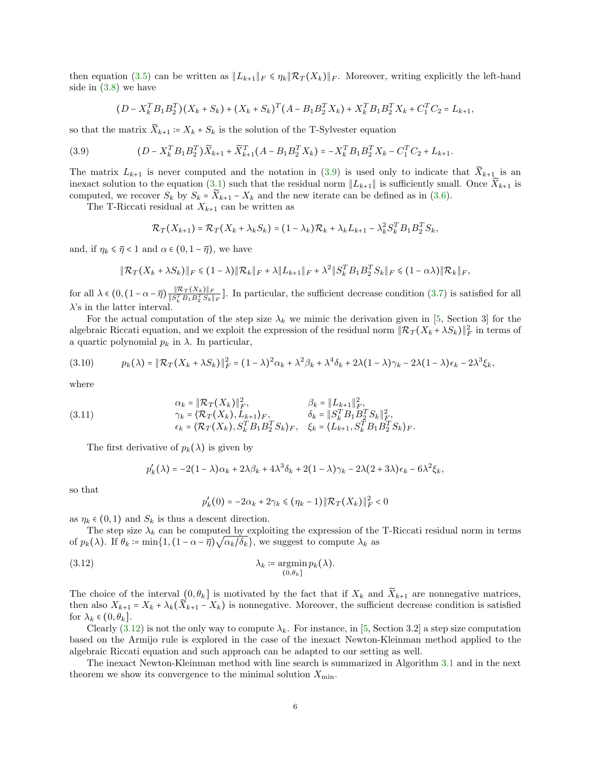then equation (3.5) can be written as $\|L_{k+1}\|_F \leqslant \eta_k \|\mathcal{R}_T(X_k)\|_F$. Moreover, writing explicitly the left-hand side in (3.8) we have

$$(D - X_k^T B_1 B_2^T)(X_k + S_k) + (X_k + S_k)^T (A - B_1 B_2^T X_k) + X_k^T B_1 B_2^T X_k + C_1^T C_2 = L_{k+1},$$

so that the matrix $\widetilde{X}_{k+1} := X_k + S_k$ is the solution of the T-Sylvester equation

$$(D - X_k^T B_1 B_2^T)\widetilde{X}_{k+1} + \widetilde{X}_{k+1}^T (A - B_1 B_2^T X_k) = -X_k^T B_1 B_2^T X_k - C_1^T C_2 + L_{k+1}. \tag{3.9}$$

The matrix $L_{k+1}$ is never computed and the notation in (3.9) is used only to indicate that $\widetilde{X}_{k+1}$ is an inexact solution to the equation (3.1) such that the residual norm $\|L_{k+1}\|$ is sufficiently small. Once $\widetilde{X}_{k+1}$ is computed, we recover $S_k$ by $S_k = \widetilde{X}_{k+1} - X_k$ and the new iterate can be defined as in (3.6).

The T-Riccati residual at $X_{k+1}$ can be written as

$$\mathcal{R}_T(X_{k+1}) = \mathcal{R}_T(X_k + \lambda_k S_k) = (1 - \lambda_k)\mathcal{R}_k + \lambda_k L_{k+1} - \lambda_k^2 S_k^T B_1 B_2^T S_k,$$

and, if $\eta_k \leqslant \overline{\eta} < 1$ and $\alpha \in (0, 1 - \overline{\eta})$, we have

$$\|\mathcal{R}_T(X_k + \lambda S_k)\|_F \leqslant (1 - \lambda)\|\mathcal{R}_k\|_F + \lambda \|L_{k+1}\|_F + \lambda^2 \|S_k^T B_1 B_2^T S_k\|_F \leqslant (1 - \alpha\lambda)\|\mathcal{R}_k\|_F,$$

for all $\lambda \in (0, (1 - \alpha - \overline{\eta})\frac{\|\mathcal{R}_T(X_k)\|_F}{\|S_k^T B_1 B_2^T S_k\|_F}]$. In particular, the sufficient decrease condition (3.7) is satisfied for all $\lambda$'s in the latter interval.

For the actual computation of the step size $\lambda_k$ we mimic the derivation given in [5, Section 3] for the algebraic Riccati equation, and we exploit the expression of the residual norm $\|\mathcal{R}_T(X_k + \lambda S_k)\|_F^2$ in terms of a quartic polynomial $p_k$ in $\lambda$. In particular,

$$p_k(\lambda) = \|\mathcal{R}_T(X_k + \lambda S_k)\|_F^2 = (1 - \lambda)^2 \alpha_k + \lambda^2 \beta_k + \lambda^4 \delta_k + 2\lambda(1 - \lambda)\gamma_k - 2\lambda(1 - \lambda)\epsilon_k - 2\lambda^3 \xi_k, \tag{3.10}$$

where

$$\begin{array}{ll} \alpha_k = \|\mathcal{R}_T(X_k)\|_F^2, & \beta_k = \|L_{k+1}\|_F^2, \\ \gamma_k = \langle \mathcal{R}_T(X_k), L_{k+1}\rangle_F, & \delta_k = \|S_k^T B_1 B_2^T S_k\|_F^2, \\ \epsilon_k = \langle \mathcal{R}_T(X_k), S_k^T B_1 B_2^T S_k\rangle_F, & \xi_k = \langle L_{k+1}, S_k^T B_1 B_2^T S_k\rangle_F. \end{array} \tag{3.11}$$

The first derivative of $p_k(\lambda)$ is given by

$$p_k'(\lambda) = -2(1 - \lambda)\alpha_k + 2\lambda\beta_k + 4\lambda^3\delta_k + 2(1 - \lambda)\gamma_k - 2\lambda(2 + 3\lambda)\epsilon_k - 6\lambda^2\xi_k,$$

so that

$$p_k'(0) = -2\alpha_k + 2\gamma_k \leqslant (\eta_k - 1)\|\mathcal{R}_T(X_k)\|_F^2 < 0$$

as $\eta_k \in (0, 1)$ and $S_k$ is thus a descent direction.

The step size $\lambda_k$ can be computed by exploiting the expression of the T-Riccati residual norm in terms of $p_k(\lambda)$. If $\theta_k := \min\{1, (1 - \alpha - \overline{\eta})\sqrt{\alpha_k/\delta_k}\}$, we suggest to compute $\lambda_k$ as

$$\lambda_k := \underset{(0,\theta_k]}{\operatorname{argmin}}\, p_k(\lambda). \tag{3.12}$$

The choice of the interval $(0, \theta_k]$ is motivated by the fact that if $X_k$ and $\widetilde{X}_{k+1}$ are nonnegative matrices, then also $X_{k+1} = X_k + \lambda_k(\widetilde{X}_{k+1} - X_k)$ is nonnegative. Moreover, the sufficient decrease condition is satisfied for $\lambda_k \in (0, \theta_k]$.

Clearly (3.12) is not the only way to compute $\lambda_k$. For instance, in [5, Section 3.2] a step size computation based on the Armijo rule is explored in the case of the inexact Newton-Kleinman method applied to the algebraic Riccati equation and such approach can be adapted to our setting as well.

The inexact Newton-Kleinman method with line search is summarized in Algorithm 3.1 and in the next theorem we show its convergence to the minimal solution $X_{\min}$.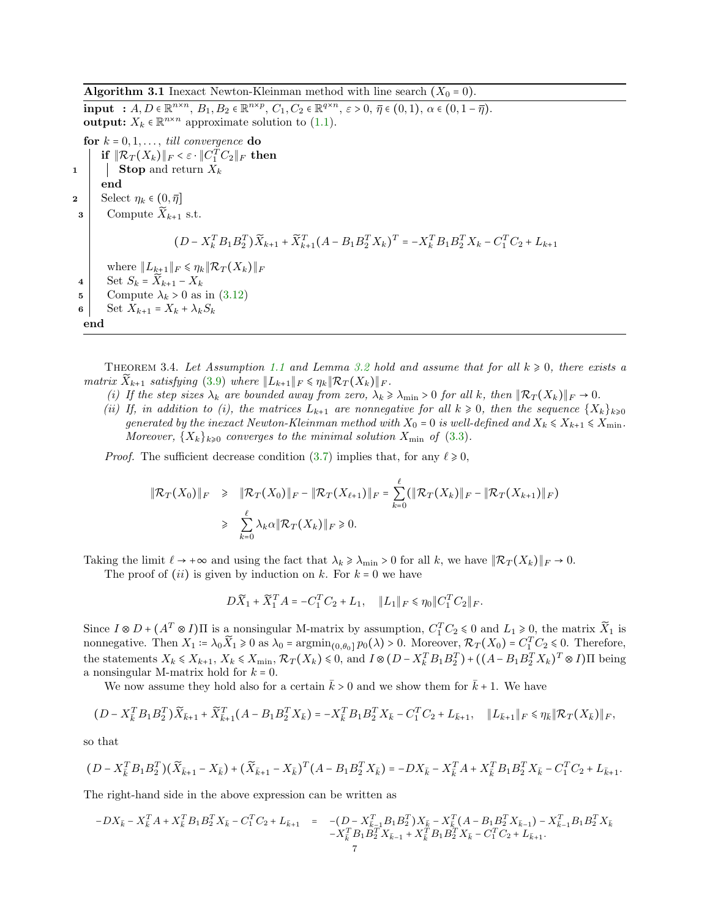**Algorithm 3.1** Inexact Newton-Kleinman method with line search ($X_0 = 0$).

**input :** $A, D \in \mathbb{R}^{n\times n}$, $B_1, B_2 \in \mathbb{R}^{n\times p}$, $C_1, C_2 \in \mathbb{R}^{q\times n}$, $\varepsilon > 0$, $\bar\eta \in (0,1)$, $\alpha \in (0, 1-\bar\eta)$.
**output:** $X_k \in \mathbb{R}^{n\times n}$ approximate solution to (1.1).

**for** $k = 0, 1, \ldots,$ *till convergence* **do**
  **if** $\|\mathcal{R}_T(X_k)\|_F < \varepsilon \cdot \|C_1^T C_2\|_F$ **then**
1    **Stop** and return $X_k$
  **end**
2  Select $\eta_k \in (0, \bar\eta]$
3  Compute $\widetilde{X}_{k+1}$ s.t.

$$(D - X_k^T B_1 B_2^T)\widetilde{X}_{k+1} + \widetilde{X}_{k+1}^T (A - B_1 B_2^T X_k)^T = -X_k^T B_1 B_2^T X_k - C_1^T C_2 + L_{k+1}$$

  where $\|L_{k+1}\|_F \leqslant \eta_k \|\mathcal{R}_T(X_k)\|_F$
4  Set $S_k = \widetilde{X}_{k+1} - X_k$
5  Compute $\lambda_k > 0$ as in (3.12)
6  Set $X_{k+1} = X_k + \lambda_k S_k$
**end**

Theorem 3.4. *Let Assumption 1.1 and Lemma 3.2 hold and assume that for all $k \geqslant 0$, there exists a matrix $\widetilde{X}_{k+1}$ satisfying (3.9) where $\|L_{k+1}\|_F \leqslant \eta_k \|\mathcal{R}_T(X_k)\|_F$.*

*(i) If the step sizes $\lambda_k$ are bounded away from zero, $\lambda_k \geqslant \lambda_{\min} > 0$ for all $k$, then $\|\mathcal{R}_T(X_k)\|_F \to 0$.*

*(ii) If, in addition to (i), the matrices $L_{k+1}$ are nonnegative for all $k \geqslant 0$, then the sequence $\{X_k\}_{k\geqslant 0}$ generated by the inexact Newton-Kleinman method with $X_0 = 0$ is well-defined and $X_k \leqslant X_{k+1} \leqslant X_{\min}$. Moreover, $\{X_k\}_{k\geqslant 0}$ converges to the minimal solution $X_{\min}$ of (3.3).*

*Proof.* The sufficient decrease condition (3.7) implies that, for any $\ell \geqslant 0$,

$$\begin{aligned}\|\mathcal{R}_T(X_0)\|_F &\geqslant \|\mathcal{R}_T(X_0)\|_F - \|\mathcal{R}_T(X_{\ell+1})\|_F = \sum_{k=0}^{\ell}(\|\mathcal{R}_T(X_k)\|_F - \|\mathcal{R}_T(X_{k+1})\|_F) \\ &\geqslant \sum_{k=0}^{\ell} \lambda_k \alpha \|\mathcal{R}_T(X_k)\|_F \geqslant 0.\end{aligned}$$

Taking the limit $\ell \to +\infty$ and using the fact that $\lambda_k \geqslant \lambda_{\min} > 0$ for all $k$, we have $\|\mathcal{R}_T(X_k)\|_F \to 0$.

The proof of $(ii)$ is given by induction on $k$. For $k = 0$ we have

$$D\widetilde{X}_1 + \widetilde{X}_1^T A = -C_1^T C_2 + L_1, \quad \|L_1\|_F \leqslant \eta_0 \|C_1^T C_2\|_F.$$

Since $I \otimes D + (A^T \otimes I)\Pi$ is a nonsingular M-matrix by assumption, $C_1^T C_2 \leqslant 0$ and $L_1 \geqslant 0$, the matrix $\widetilde{X}_1$ is nonnegative. Then $X_1 := \lambda_0 \widetilde{X}_1 \geqslant 0$ as $\lambda_0 = \operatorname{argmin}_{(0,\theta_0]} p_0(\lambda) > 0$. Moreover, $\mathcal{R}_T(X_0) = C_1^T C_2 \leqslant 0$. Therefore, the statements $X_k \leqslant X_{k+1}$, $X_k \leqslant X_{\min}$, $\mathcal{R}_T(X_k) \leqslant 0$, and $I \otimes (D - X_k^T B_1 B_2^T) + ((A - B_1 B_2^T X_k)^T \otimes I)\Pi$ being a nonsingular M-matrix hold for $k = 0$.

We now assume they hold also for a certain $\bar k > 0$ and we show them for $\bar k + 1$. We have

$$(D - X_{\bar k}^T B_1 B_2^T)\widetilde{X}_{\bar k+1} + \widetilde{X}_{\bar k+1}^T (A - B_1 B_2^T X_{\bar k}) = -X_{\bar k}^T B_1 B_2^T X_{\bar k} - C_1^T C_2 + L_{\bar k+1}, \quad \|L_{\bar k+1}\|_F \leqslant \eta_{\bar k}\|\mathcal{R}_T(X_{\bar k})\|_F,$$

so that

$$(D - X_{\bar k}^T B_1 B_2^T)(\widetilde{X}_{\bar k+1} - X_{\bar k}) + (\widetilde{X}_{\bar k+1} - X_{\bar k})^T (A - B_1 B_2^T X_{\bar k}) = -DX_{\bar k} - X_{\bar k}^T A + X_{\bar k}^T B_1 B_2^T X_{\bar k} - C_1^T C_2 + L_{\bar k+1}.$$

The right-hand side in the above expression can be written as

$$\begin{aligned}-DX_{\bar k} - X_{\bar k}^T A + X_{\bar k}^T B_1 B_2^T X_{\bar k} - C_1^T C_2 + L_{\bar k+1} \;=\; &-(D - X_{\bar k-1}^T B_1 B_2^T)X_{\bar k} - X_{\bar k}^T(A - B_1 B_2^T X_{\bar k-1}) - X_{\bar k-1}^T B_1 B_2^T X_{\bar k} \\ &- X_{\bar k}^T B_1 B_2^T X_{\bar k-1} + X_{\bar k}^T B_1 B_2^T X_{\bar k} - C_1^T C_2 + L_{\bar k+1}.\end{aligned}$$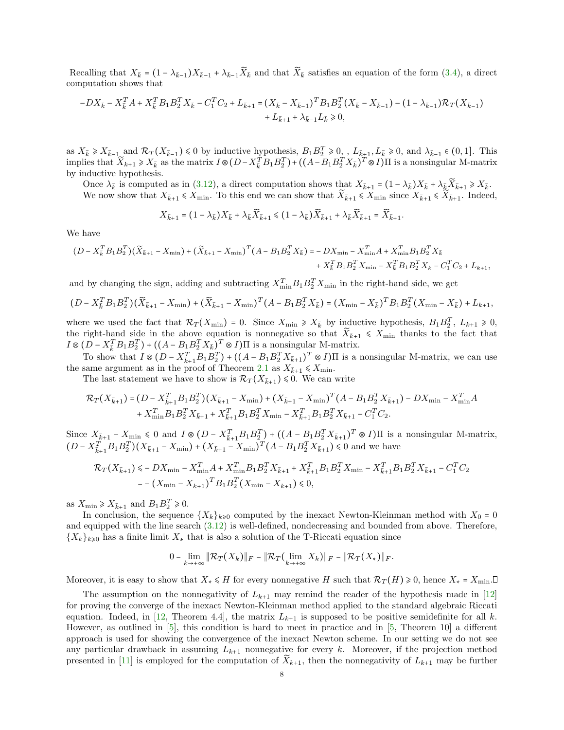Recalling that $X_{\bar{k}} = (1-\lambda_{\bar{k}-1})X_{\bar{k}-1} + \lambda_{\bar{k}-1}\widetilde{X}_{\bar{k}}$ and that $\widetilde{X}_{\bar{k}}$ satisfies an equation of the form (3.4), a direct computation shows that

$$
\begin{aligned}
-DX_{\bar{k}} - X_{\bar{k}}^T A + X_{\bar{k}}^T B_1 B_2^T X_{\bar{k}} - C_1^T C_2 + L_{\bar{k}+1} = {}& (X_{\bar{k}} - X_{\bar{k}-1})^T B_1 B_2^T (X_{\bar{k}} - X_{\bar{k}-1}) - (1-\lambda_{\bar{k}-1})\mathcal{R}_T(X_{\bar{k}-1}) \\
&+ L_{\bar{k}+1} + \lambda_{\bar{k}-1} L_{\bar{k}} \geqslant 0,
\end{aligned}
$$

as $X_{\bar{k}} \geqslant X_{\bar{k}-1}$ and $\mathcal{R}_T(X_{\bar{k}-1}) \leqslant 0$ by inductive hypothesis, $B_1B_2^T \geqslant 0$, , $L_{\bar{k}+1}, L_{\bar{k}} \geqslant 0$, and $\lambda_{\bar{k}-1} \in (0,1]$. This implies that $\widetilde{X}_{\bar{k}+1} \geqslant X_{\bar{k}}$ as the matrix $I \otimes (D - X_{\bar{k}}^T B_1 B_2^T) + ((A - B_1 B_2^T X_{\bar{k}})^T \otimes I)\Pi$ is a nonsingular M-matrix by inductive hypothesis.

Once $\lambda_{\bar{k}}$ is computed as in (3.12), a direct computation shows that $X_{\bar{k}+1} = (1-\lambda_{\bar{k}})X_{\bar{k}} + \lambda_{\bar{k}}\widetilde{X}_{\bar{k}+1} \geqslant X_{\bar{k}}$.

We now show that $X_{\bar{k}+1} \leqslant X_{\min}$. To this end we can show that $\widetilde{X}_{\bar{k}+1} \leqslant X_{\min}$ since $X_{\bar{k}+1} \leqslant \widetilde{X}_{\bar{k}+1}$. Indeed,

$$
X_{\bar{k}+1} = (1-\lambda_{\bar{k}})X_{\bar{k}} + \lambda_{\bar{k}}\widetilde{X}_{\bar{k}+1} \leqslant (1-\lambda_{\bar{k}})\widetilde{X}_{\bar{k}+1} + \lambda_{\bar{k}}\widetilde{X}_{\bar{k}+1} = \widetilde{X}_{\bar{k}+1}.
$$

We have

$$
\begin{aligned}
(D - X_{\bar{k}}^T B_1 B_2^T)(\widetilde{X}_{\bar{k}+1} - X_{\min}) + (\widetilde{X}_{\bar{k}+1} - X_{\min})^T (A - B_1 B_2^T X_{\bar{k}}) = {}& -DX_{\min} - X_{\min}^T A + X_{\min}^T B_1 B_2^T X_{\bar{k}} \\
&+ X_{\bar{k}}^T B_1 B_2^T X_{\min} - X_{\bar{k}}^T B_1 B_2^T X_{\bar{k}} - C_1^T C_2 + L_{\bar{k}+1},
\end{aligned}
$$

and by changing the sign, adding and subtracting $X_{\min}^T B_1 B_2^T X_{\min}$ in the right-hand side, we get

$$
(D - X_{\bar{k}}^T B_1 B_2^T)(\widetilde{X}_{\bar{k}+1} - X_{\min}) + (\widetilde{X}_{\bar{k}+1} - X_{\min})^T (A - B_1 B_2^T X_{\bar{k}}) = (X_{\min} - X_{\bar{k}})^T B_1 B_2^T (X_{\min} - X_{\bar{k}}) + L_{k+1},
$$

where we used the fact that $\mathcal{R}_T(X_{\min}) = 0$. Since $X_{\min} \geqslant X_{\bar{k}}$ by inductive hypothesis, $B_1B_2^T$, $L_{k+1} \geqslant 0$, the right-hand side in the above equation is nonnegative so that $\widetilde{X}_{\bar{k}+1} \leqslant X_{\min}$ thanks to the fact that $I \otimes (D - X_{\bar{k}}^T B_1 B_2^T) + ((A - B_1 B_2^T X_{\bar{k}})^T \otimes I)\Pi$ is a nonsingular M-matrix.

To show that $I \otimes (D - X_{\bar{k}+1}^T B_1 B_2^T) + ((A - B_1 B_2^T X_{\bar{k}+1})^T \otimes I)\Pi$ is a nonsingular M-matrix, we can use the same argument as in the proof of Theorem 2.1 as $X_{\bar{k}+1} \leqslant X_{\min}$.

The last statement we have to show is $\mathcal{R}_T(X_{\bar{k}+1}) \leqslant 0$. We can write

$$
\begin{aligned}
\mathcal{R}_T(X_{\bar{k}+1}) = {}& (D - X_{\bar{k}+1}^T B_1 B_2^T)(X_{\bar{k}+1} - X_{\min}) + (X_{\bar{k}+1} - X_{\min})^T (A - B_1 B_2^T X_{\bar{k}+1}) - DX_{\min} - X_{\min}^T A \\
&+ X_{\min}^T B_1 B_2^T X_{\bar{k}+1} + X_{\bar{k}+1}^T B_1 B_2^T X_{\min} - X_{\bar{k}+1}^T B_1 B_2^T X_{\bar{k}+1} - C_1^T C_2.
\end{aligned}
$$

Since $X_{\bar{k}+1} - X_{\min} \leqslant 0$ and $I \otimes (D - X_{\bar{k}+1}^T B_1 B_2^T) + ((A - B_1 B_2^T X_{\bar{k}+1})^T \otimes I)\Pi$ is a nonsingular M-matrix, $(D - X_{\bar{k}+1}^T B_1 B_2^T)(X_{\bar{k}+1} - X_{\min}) + (X_{\bar{k}+1} - X_{\min})^T (A - B_1 B_2^T X_{\bar{k}+1}) \leqslant 0$ and we have

$$
\begin{aligned}
\mathcal{R}_T(X_{\bar{k}+1}) &\leqslant -DX_{\min} - X_{\min}^T A + X_{\min}^T B_1 B_2^T X_{\bar{k}+1} + X_{\bar{k}+1}^T B_1 B_2^T X_{\min} - X_{\bar{k}+1}^T B_1 B_2^T X_{\bar{k}+1} - C_1^T C_2 \\
&= -(X_{\min} - X_{\bar{k}+1})^T B_1 B_2^T (X_{\min} - X_{\bar{k}+1}) \leqslant 0,
\end{aligned}
$$

as $X_{\min} \geqslant X_{\bar{k}+1}$ and $B_1B_2^T \geqslant 0$.

In conclusion, the sequence $\{X_k\}_{k\geqslant 0}$ computed by the inexact Newton-Kleinman method with $X_0 = 0$ and equipped with the line search (3.12) is well-defined, nondecreasing and bounded from above. Therefore, $\{X_k\}_{k\geqslant 0}$ has a finite limit $X_*$ that is also a solution of the T-Riccati equation since

$$
0 = \lim_{k\to+\infty} \|\mathcal{R}_T(X_k)\|_F = \|\mathcal{R}_T(\lim_{k\to+\infty} X_k)\|_F = \|\mathcal{R}_T(X_*)\|_F.
$$

Moreover, it is easy to show that $X_* \leqslant H$ for every nonnegative $H$ such that $\mathcal{R}_T(H) \geqslant 0$, hence $X_* = X_{\min}$.□

The assumption on the nonnegativity of $L_{k+1}$ may remind the reader of the hypothesis made in [12] for proving the converge of the inexact Newton-Kleinman method applied to the standard algebraic Riccati equation. Indeed, in [12, Theorem 4.4], the matrix $L_{k+1}$ is supposed to be positive semidefinite for all $k$. However, as outlined in [5], this condition is hard to meet in practice and in [5, Theorem 10] a different approach is used for showing the convergence of the inexact Newton scheme. In our setting we do not see any particular drawback in assuming $L_{k+1}$ nonnegative for every $k$. Moreover, if the projection method presented in [11] is employed for the computation of $\widetilde{X}_{k+1}$, then the nonnegativity of $L_{k+1}$ may be further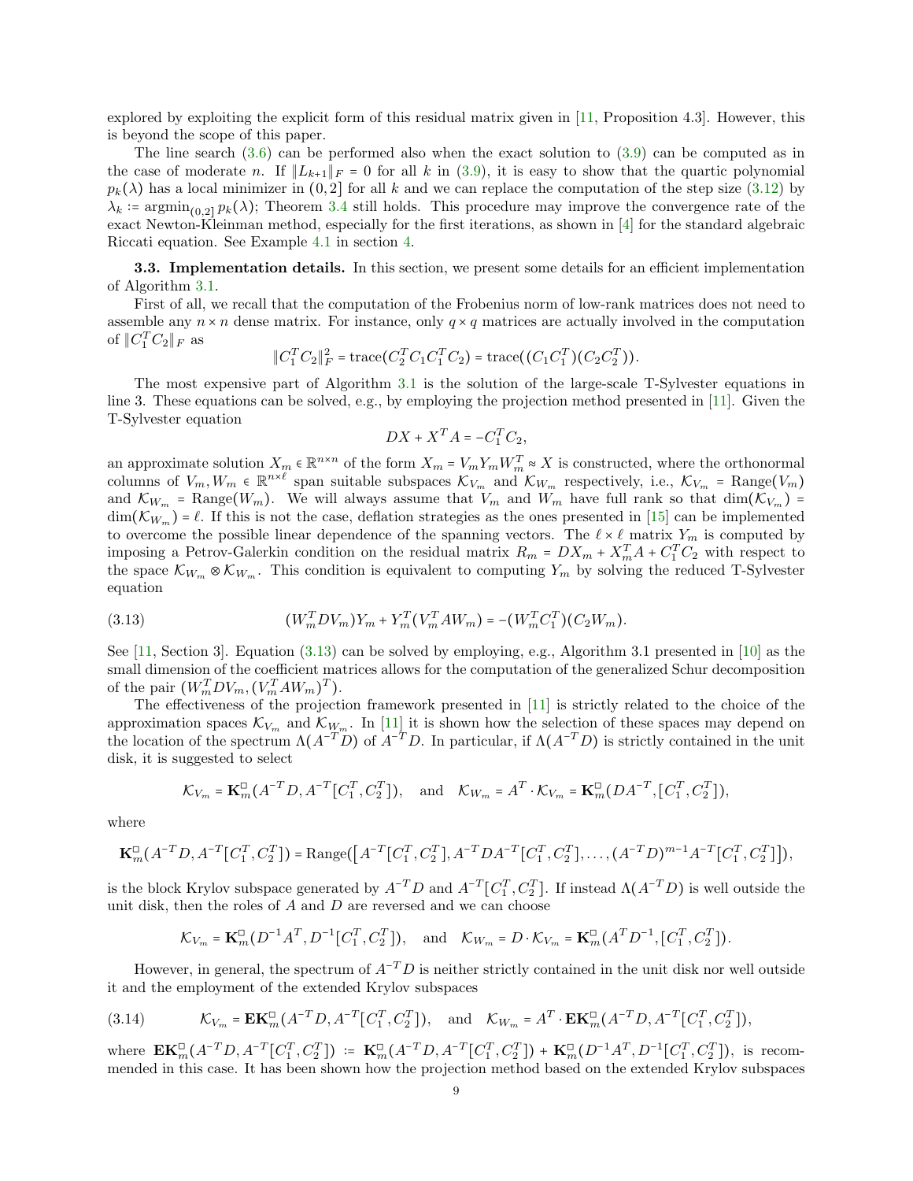explored by exploiting the explicit form of this residual matrix given in [11, Proposition 4.3]. However, this is beyond the scope of this paper.

The line search (3.6) can be performed also when the exact solution to (3.9) can be computed as in the case of moderate $n$. If $\|L_{k+1}\|_F = 0$ for all $k$ in (3.9), it is easy to show that the quartic polynomial $p_k(\lambda)$ has a local minimizer in $(0,2]$ for all $k$ and we can replace the computation of the step size (3.12) by $\lambda_k := \text{argmin}_{(0,2]}\, p_k(\lambda)$; Theorem 3.4 still holds. This procedure may improve the convergence rate of the exact Newton-Kleinman method, especially for the first iterations, as shown in [4] for the standard algebraic Riccati equation. See Example 4.1 in section 4.

### 3.3. Implementation details.

In this section, we present some details for an efficient implementation of Algorithm 3.1.

First of all, we recall that the computation of the Frobenius norm of low-rank matrices does not need to assemble any $n \times n$ dense matrix. For instance, only $q \times q$ matrices are actually involved in the computation of $\|C_1^T C_2\|_F$ as

$$\|C_1^T C_2\|_F^2 = \text{trace}(C_2^T C_1 C_1^T C_2) = \text{trace}((C_1 C_1^T)(C_2 C_2^T)).$$

The most expensive part of Algorithm 3.1 is the solution of the large-scale T-Sylvester equations in line 3. These equations can be solved, e.g., by employing the projection method presented in [11]. Given the T-Sylvester equation

$$DX + X^T A = -C_1^T C_2,$$

an approximate solution $X_m \in \mathbb{R}^{n\times n}$ of the form $X_m = V_m Y_m W_m^T \approx X$ is constructed, where the orthonormal columns of $V_m, W_m \in \mathbb{R}^{n\times \ell}$ span suitable subspaces $\mathcal{K}_{V_m}$ and $\mathcal{K}_{W_m}$ respectively, i.e., $\mathcal{K}_{V_m} = \text{Range}(V_m)$ and $\mathcal{K}_{W_m} = \text{Range}(W_m)$. We will always assume that $V_m$ and $W_m$ have full rank so that $\dim(\mathcal{K}_{V_m}) = \dim(\mathcal{K}_{W_m}) = \ell$. If this is not the case, deflation strategies as the ones presented in [15] can be implemented to overcome the possible linear dependence of the spanning vectors. The $\ell \times \ell$ matrix $Y_m$ is computed by imposing a Petrov-Galerkin condition on the residual matrix $R_m = DX_m + X_m^T A + C_1^T C_2$ with respect to the space $\mathcal{K}_{W_m} \otimes \mathcal{K}_{W_m}$. This condition is equivalent to computing $Y_m$ by solving the reduced T-Sylvester equation

$$(W_m^T D V_m) Y_m + Y_m^T (V_m^T A W_m) = -(W_m^T C_1^T)(C_2 W_m). \tag{3.13}$$

See [11, Section 3]. Equation (3.13) can be solved by employing, e.g., Algorithm 3.1 presented in [10] as the small dimension of the coefficient matrices allows for the computation of the generalized Schur decomposition of the pair $(W_m^T D V_m, (V_m^T A W_m)^T)$.

The effectiveness of the projection framework presented in [11] is strictly related to the choice of the approximation spaces $\mathcal{K}_{V_m}$ and $\mathcal{K}_{W_m}$. In [11] it is shown how the selection of these spaces may depend on the location of the spectrum $\Lambda(A^{-T}D)$ of $A^{-T}D$. In particular, if $\Lambda(A^{-T}D)$ is strictly contained in the unit disk, it is suggested to select

$$\mathcal{K}_{V_m} = \mathbf{K}_m^\square(A^{-T}D, A^{-T}[C_1^T, C_2^T]), \quad \text{and} \quad \mathcal{K}_{W_m} = A^T \cdot \mathcal{K}_{V_m} = \mathbf{K}_m^\square(DA^{-T}, [C_1^T, C_2^T]),$$

where

$$\mathbf{K}_m^\square(A^{-T}D, A^{-T}[C_1^T, C_2^T]) = \text{Range}([A^{-T}[C_1^T, C_2^T], A^{-T}DA^{-T}[C_1^T, C_2^T], \ldots, (A^{-T}D)^{m-1}A^{-T}[C_1^T, C_2^T]]),$$

is the block Krylov subspace generated by $A^{-T}D$ and $A^{-T}[C_1^T, C_2^T]$. If instead $\Lambda(A^{-T}D)$ is well outside the unit disk, then the roles of $A$ and $D$ are reversed and we can choose

$$\mathcal{K}_{V_m} = \mathbf{K}_m^\square(D^{-1}A^T, D^{-1}[C_1^T, C_2^T]), \quad \text{and} \quad \mathcal{K}_{W_m} = D \cdot \mathcal{K}_{V_m} = \mathbf{K}_m^\square(A^T D^{-1}, [C_1^T, C_2^T]).$$

However, in general, the spectrum of $A^{-T}D$ is neither strictly contained in the unit disk nor well outside it and the employment of the extended Krylov subspaces

$$\mathcal{K}_{V_m} = \mathbf{EK}_m^\square(A^{-T}D, A^{-T}[C_1^T, C_2^T]), \quad \text{and} \quad \mathcal{K}_{W_m} = A^T \cdot \mathbf{EK}_m^\square(A^{-T}D, A^{-T}[C_1^T, C_2^T]), \tag{3.14}$$

where $\mathbf{EK}_m^\square(A^{-T}D, A^{-T}[C_1^T, C_2^T]) := \mathbf{K}_m^\square(A^{-T}D, A^{-T}[C_1^T, C_2^T]) + \mathbf{K}_m^\square(D^{-1}A^T, D^{-1}[C_1^T, C_2^T])$, is recommended in this case. It has been shown how the projection method based on the extended Krylov subspaces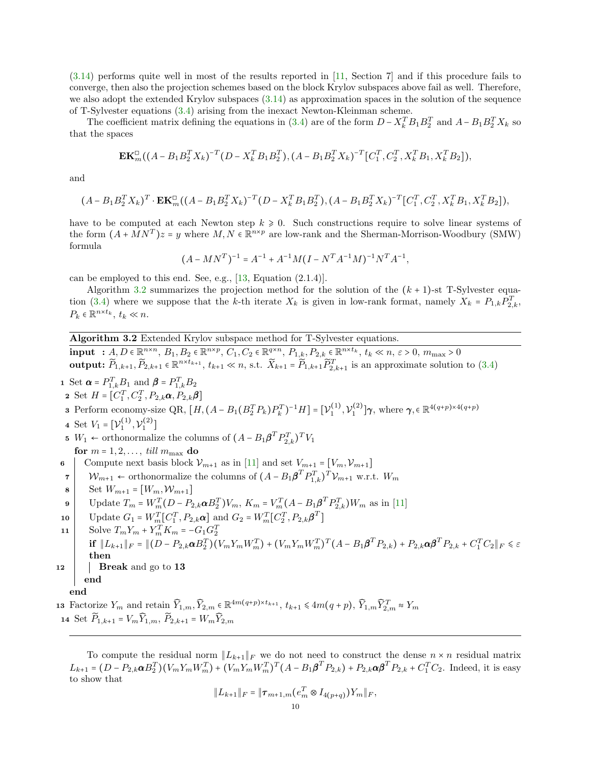(3.14) performs quite well in most of the results reported in [11, Section 7] and if this procedure fails to converge, then also the projection schemes based on the block Krylov subspaces above fail as well. Therefore, we also adopt the extended Krylov subspaces (3.14) as approximation spaces in the solution of the sequence of T-Sylvester equations (3.4) arising from the inexact Newton-Kleinman scheme.

The coefficient matrix defining the equations in (3.4) are of the form $D - X_k^T B_1 B_2^T$ and $A - B_1 B_2^T X_k$ so that the spaces

$$\mathbf{EK}_m^{\square}((A - B_1B_2^TX_k)^{-T}(D - X_k^TB_1B_2^T), (A - B_1B_2^TX_k)^{-T}[C_1^T, C_2^T, X_k^TB_1, X_k^TB_2]),$$

and

$$(A - B_1B_2^TX_k)^T \cdot \mathbf{EK}_m^{\square}((A - B_1B_2^TX_k)^{-T}(D - X_k^TB_1B_2^T), (A - B_1B_2^TX_k)^{-T}[C_1^T, C_2^T, X_k^TB_1, X_k^TB_2]),$$

have to be computed at each Newton step $k \geqslant 0$. Such constructions require to solve linear systems of the form $(A + MN^T)z = y$ where $M, N \in \mathbb{R}^{n \times p}$ are low-rank and the Sherman-Morrison-Woodbury (SMW) formula

$$(A - MN^T)^{-1} = A^{-1} + A^{-1}M(I - N^TA^{-1}M)^{-1}N^TA^{-1},$$

can be employed to this end. See, e.g., [13, Equation (2.1.4)].

Algorithm 3.2 summarizes the projection method for the solution of the $(k+1)$-st T-Sylvester equation (3.4) where we suppose that the $k$-th iterate $X_k$ is given in low-rank format, namely $X_k = P_{1,k}P_{2,k}^T$, $P_k \in \mathbb{R}^{n \times t_k}$, $t_k \ll n$.

---

**Algorithm 3.2** Extended Krylov subspace method for T-Sylvester equations.

**input :** $A, D \in \mathbb{R}^{n\times n}$, $B_1, B_2 \in \mathbb{R}^{n \times p}$, $C_1, C_2 \in \mathbb{R}^{q \times n}$, $P_{1,k}, P_{2,k} \in \mathbb{R}^{n \times t_k}$, $t_k \ll n$, $\varepsilon > 0$, $m_{\max} > 0$

**output:** $\widetilde{P}_{1,k+1}, \widetilde{P}_{2,k+1} \in \mathbb{R}^{n \times t_{k+1}}$, $t_{k+1} \ll n$, s.t. $\widetilde{X}_{k+1} = \widetilde{P}_{1,k+1}\widetilde{P}_{2,k+1}^T$ is an approximate solution to (3.4)

1. Set $\boldsymbol{\alpha} = P_{1,k}^T B_1$ and $\boldsymbol{\beta} = P_{1,k}^T B_2$
2. Set $H = [C_1^T, C_2^T, P_{2,k}\boldsymbol{\alpha}, P_{2,k}\boldsymbol{\beta}]$
3. Perform economy-size QR, $[H, (A - B_1(B_2^TP_k)P_k^T)^{-1}H] = [\mathcal{V}_1^{(1)}, \mathcal{V}_1^{(2)}]\boldsymbol{\gamma}$, where $\boldsymbol{\gamma}, \in \mathbb{R}^{4(q+p)\times 4(q+p)}$
4. Set $V_1 = [\mathcal{V}_1^{(1)}, \mathcal{V}_1^{(2)}]$
5. $W_1 \leftarrow$ orthonormalize the columns of $(A - B_1\boldsymbol{\beta}^TP_{2,k}^T)^TV_1$

   **for** $m = 1, 2, \dots,$ *till* $m_{\max}$ **do**

6. Compute next basis block $\mathcal{V}_{m+1}$ as in [11] and set $V_{m+1} = [V_m, \mathcal{V}_{m+1}]$
7. $\mathcal{W}_{m+1} \leftarrow$ orthonormalize the columns of $(A - B_1\boldsymbol{\beta}^TP_{1,k}^T)^T\mathcal{V}_{m+1}$ w.r.t. $W_m$
8. Set $W_{m+1} = [W_m, \mathcal{W}_{m+1}]$
9. Update $T_m = W_m^T(D - P_{2,k}\boldsymbol{\alpha}B_2^T)V_m$, $K_m = V_m^T(A - B_1\boldsymbol{\beta}^TP_{2,k}^T)W_m$ as in [11]
10. Update $G_1 = W_m^T[C_1^T, P_{2,k}\boldsymbol{\alpha}]$ and $G_2 = W_m^T[C_2^T, P_{2,k}\boldsymbol{\beta}^T]$
11. Solve $T_mY_m + Y_m^TK_m = -G_1G_2^T$

    **if** $\|L_{k+1}\|_F = \|(D - P_{2,k}\boldsymbol{\alpha}B_2^T)(V_mY_mW_m^T) + (V_mY_mW_m^T)^T(A - B_1\boldsymbol{\beta}^TP_{2,k}) + P_{2,k}\boldsymbol{\alpha}\boldsymbol{\beta}^TP_{2,k} + C_1^TC_2\|_F \leqslant \varepsilon$ **then**

12. **Break** and go to **13**

    **end**

    **end**

13. Factorize $Y_m$ and retain $\widehat{Y}_{1,m}, \widehat{Y}_{2,m} \in \mathbb{R}^{4m(q+p)\times t_{k+1}}$, $t_{k+1} \leqslant 4m(q+p)$, $\widehat{Y}_{1,m}\widehat{Y}_{2,m}^T \approx Y_m$
14. Set $\widetilde{P}_{1,k+1} = V_m\widehat{Y}_{1,m}$, $\widetilde{P}_{2,k+1} = W_m\widehat{Y}_{2,m}$

---

To compute the residual norm $\|L_{k+1}\|_F$ we do not need to construct the dense $n \times n$ residual matrix $L_{k+1} = (D - P_{2,k}\boldsymbol{\alpha}B_2^T)(V_mY_mW_m^T) + (V_mY_mW_m^T)^T(A - B_1\boldsymbol{\beta}^TP_{2,k}) + P_{2,k}\boldsymbol{\alpha}\boldsymbol{\beta}^TP_{2,k} + C_1^TC_2$. Indeed, it is easy to show that

$$\|L_{k+1}\|_F = \|\boldsymbol{\tau}_{m+1,m}(e_m^T \otimes I_{4(p+q)})Y_m\|_F,$$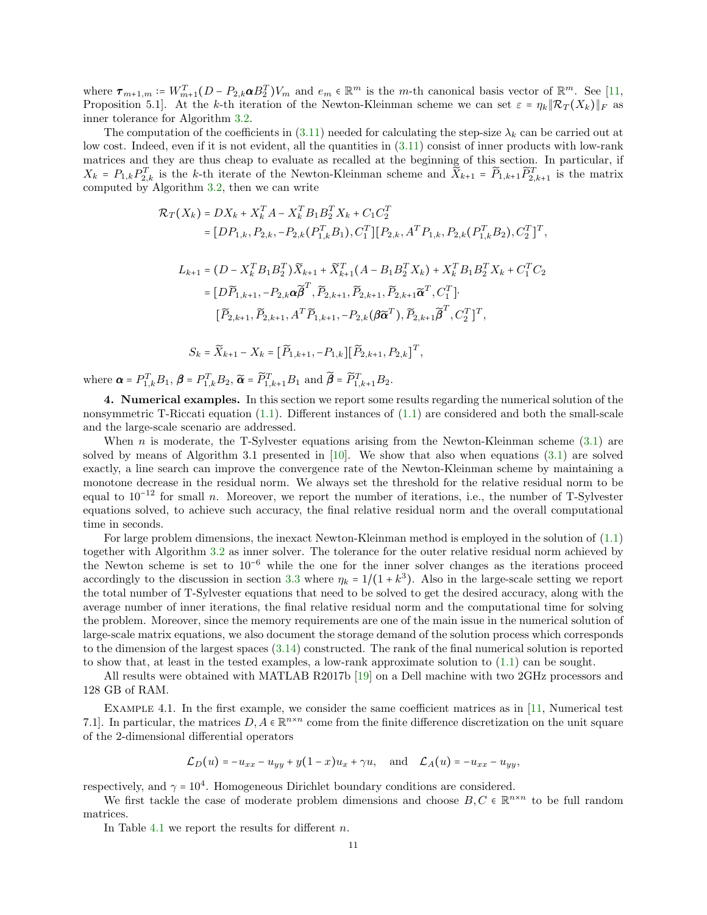where $\boldsymbol{\tau}_{m+1,m} := W_{m+1}^T(D - P_{2,k}\boldsymbol{\alpha}B_2^T)V_m$ and $e_m \in \mathbb{R}^m$ is the $m$-th canonical basis vector of $\mathbb{R}^m$. See [11, Proposition 5.1]. At the $k$-th iteration of the Newton-Kleinman scheme we can set $\varepsilon = \eta_k\|\mathcal{R}_T(X_k)\|_F$ as inner tolerance for Algorithm 3.2.

The computation of the coefficients in (3.11) needed for calculating the step-size $\lambda_k$ can be carried out at low cost. Indeed, even if it is not evident, all the quantities in (3.11) consist of inner products with low-rank matrices and they are thus cheap to evaluate as recalled at the beginning of this section. In particular, if $X_k = P_{1,k}P_{2,k}^T$ is the $k$-th iterate of the Newton-Kleinman scheme and $\widetilde{X}_{k+1} = \widetilde{P}_{1,k+1}\widetilde{P}_{2,k+1}^T$ is the matrix computed by Algorithm 3.2, then we can write

$$
\begin{aligned}
\mathcal{R}_T(X_k) &= DX_k + X_k^TA - X_k^TB_1B_2^TX_k + C_1C_2^T \\
&= [DP_{1,k}, P_{2,k}, -P_{2,k}(P_{1,k}^TB_1), C_1^T][P_{2,k}, A^TP_{1,k}, P_{2,k}(P_{1,k}^TB_2), C_2^T]^T,
\end{aligned}
$$

$$
\begin{aligned}
L_{k+1} &= (D - X_k^TB_1B_2^T)\widetilde{X}_{k+1} + \widetilde{X}_{k+1}^T(A - B_1B_2^TX_k) + X_k^TB_1B_2^TX_k + C_1^TC_2 \\
&= [D\widetilde{P}_{1,k+1}, -P_{2,k}\boldsymbol{\alpha}\widetilde{\boldsymbol{\beta}}^T, \widetilde{P}_{2,k+1}, \widetilde{P}_{2,k+1}, \widetilde{P}_{2,k+1}\widetilde{\boldsymbol{\alpha}}^T, C_1^T]\cdot \\
&\quad\; [\widetilde{P}_{2,k+1}, \widetilde{P}_{2,k+1}, A^T\widetilde{P}_{1,k+1}, -P_{2,k}(\boldsymbol{\beta}\widetilde{\boldsymbol{\alpha}}^T), \widetilde{P}_{2,k+1}\widetilde{\boldsymbol{\beta}}^T, C_2^T]^T,
\end{aligned}
$$

$$
S_k = \widetilde{X}_{k+1} - X_k = [\widetilde{P}_{1,k+1}, -P_{1,k}][\widetilde{P}_{2,k+1}, P_{2,k}]^T,
$$

where $\boldsymbol{\alpha} = P_{1,k}^TB_1$, $\boldsymbol{\beta} = P_{1,k}^TB_2$, $\widetilde{\boldsymbol{\alpha}} = \widetilde{P}_{1,k+1}^TB_1$ and $\widetilde{\boldsymbol{\beta}} = \widetilde{P}_{1,k+1}^TB_2$.

**4. Numerical examples.** In this section we report some results regarding the numerical solution of the nonsymmetric T-Riccati equation (1.1). Different instances of (1.1) are considered and both the small-scale and the large-scale scenario are addressed.

When $n$ is moderate, the T-Sylvester equations arising from the Newton-Kleinman scheme (3.1) are solved by means of Algorithm 3.1 presented in [10]. We show that also when equations (3.1) are solved exactly, a line search can improve the convergence rate of the Newton-Kleinman scheme by maintaining a monotone decrease in the residual norm. We always set the threshold for the relative residual norm to be equal to $10^{-12}$ for small $n$. Moreover, we report the number of iterations, i.e., the number of T-Sylvester equations solved, to achieve such accuracy, the final relative residual norm and the overall computational time in seconds.

For large problem dimensions, the inexact Newton-Kleinman method is employed in the solution of (1.1) together with Algorithm 3.2 as inner solver. The tolerance for the outer relative residual norm achieved by the Newton scheme is set to $10^{-6}$ while the one for the inner solver changes as the iterations proceed accordingly to the discussion in section 3.3 where $\eta_k = 1/(1+k^3)$. Also in the large-scale setting we report the total number of T-Sylvester equations that need to be solved to get the desired accuracy, along with the average number of inner iterations, the final relative residual norm and the computational time for solving the problem. Moreover, since the memory requirements are one of the main issue in the numerical solution of large-scale matrix equations, we also document the storage demand of the solution process which corresponds to the dimension of the largest spaces (3.14) constructed. The rank of the final numerical solution is reported to show that, at least in the tested examples, a low-rank approximate solution to (1.1) can be sought.

All results were obtained with MATLAB R2017b [19] on a Dell machine with two 2GHz processors and 128 GB of RAM.

Example 4.1. In the first example, we consider the same coefficient matrices as in [11, Numerical test 7.1]. In particular, the matrices $D, A \in \mathbb{R}^{n\times n}$ come from the finite difference discretization on the unit square of the 2-dimensional differential operators

$$
\mathcal{L}_D(u) = -u_{xx} - u_{yy} + y(1-x)u_x + \gamma u, \quad \text{and} \quad \mathcal{L}_A(u) = -u_{xx} - u_{yy},
$$

respectively, and $\gamma = 10^4$. Homogeneous Dirichlet boundary conditions are considered.

We first tackle the case of moderate problem dimensions and choose $B, C \in \mathbb{R}^{n\times n}$ to be full random matrices.

In Table 4.1 we report the results for different $n$.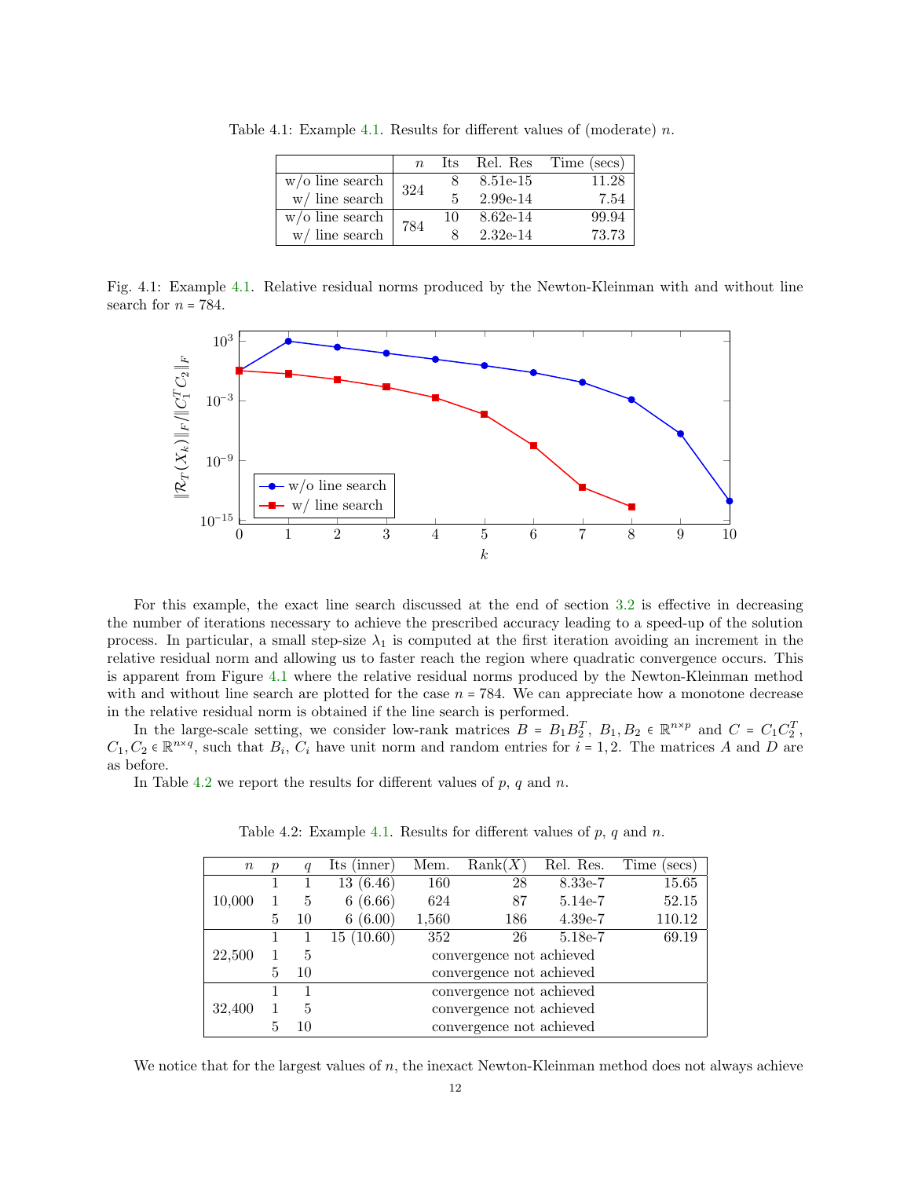Table 4.1: Example 4.1. Results for different values of (moderate) $n$.

| | $n$ | Its | Rel. Res | Time (secs) |
|---|---|---|---|---|
| w/o line search | 324 | 8 | 8.51e-15 | 11.28 |
| w/ line search | | 5 | 2.99e-14 | 7.54 |
| w/o line search | 784 | 10 | 8.62e-14 | 99.94 |
| w/ line search | | 8 | 2.32e-14 | 73.73 |

Fig. 4.1: Example 4.1. Relative residual norms produced by the Newton-Kleinman with and without line search for $n = 784$.

For this example, the exact line search discussed at the end of section 3.2 is effective in decreasing the number of iterations necessary to achieve the prescribed accuracy leading to a speed-up of the solution process. In particular, a small step-size $\lambda_1$ is computed at the first iteration avoiding an increment in the relative residual norm and allowing us to faster reach the region where quadratic convergence occurs. This is apparent from Figure 4.1 where the relative residual norms produced by the Newton-Kleinman method with and without line search are plotted for the case $n = 784$. We can appreciate how a monotone decrease in the relative residual norm is obtained if the line search is performed.

In the large-scale setting, we consider low-rank matrices $B = B_1B_2^T$, $B_1, B_2 \in \mathbb{R}^{n\times p}$ and $C = C_1C_2^T$, $C_1, C_2 \in \mathbb{R}^{n\times q}$, such that $B_i$, $C_i$ have unit norm and random entries for $i = 1, 2$. The matrices $A$ and $D$ are as before.

In Table 4.2 we report the results for different values of $p$, $q$ and $n$.

Table 4.2: Example 4.1. Results for different values of $p$, $q$ and $n$.

| $n$ | $p$ | $q$ | Its (inner) | Mem. | Rank($X$) | Rel. Res. | Time (secs) |
|---|---|---|---|---|---|---|---|
| 10,000 | 1 | 1 | 13 (6.46) | 160 | 28 | 8.33e-7 | 15.65 |
| | 1 | 5 | 6 (6.66) | 624 | 87 | 5.14e-7 | 52.15 |
| | 5 | 10 | 6 (6.00) | 1,560 | 186 | 4.39e-7 | 110.12 |
| 22,500 | 1 | 1 | 15 (10.60) | 352 | 26 | 5.18e-7 | 69.19 |
| | 1 | 5 | convergence not achieved | | | | |
| | 5 | 10 | convergence not achieved | | | | |
| 32,400 | 1 | 1 | convergence not achieved | | | | |
| | 1 | 5 | convergence not achieved | | | | |
| | 5 | 10 | convergence not achieved | | | | |

We notice that for the largest values of $n$, the inexact Newton-Kleinman method does not always achieve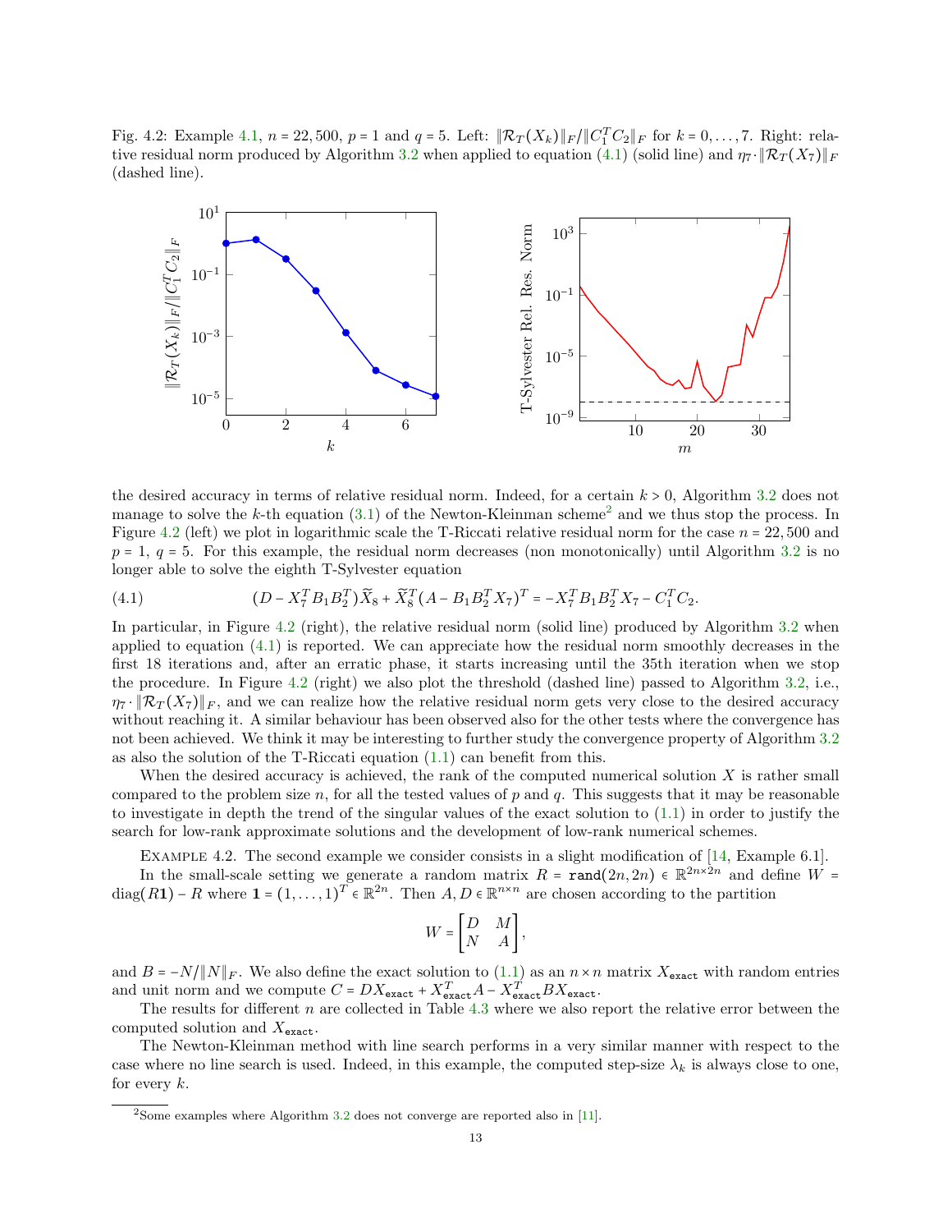Fig. 4.2: Example 4.1, $n = 22,500$, $p = 1$ and $q = 5$. Left: $\|\mathcal{R}_T(X_k)\|_F / \|C_1^T C_2\|_F$ for $k = 0, \ldots, 7$. Right: relative residual norm produced by Algorithm 3.2 when applied to equation (4.1) (solid line) and $\eta_7 \cdot \|\mathcal{R}_T(X_7)\|_F$ (dashed line).

the desired accuracy in terms of relative residual norm. Indeed, for a certain $k > 0$, Algorithm 3.2 does not manage to solve the $k$-th equation (3.1) of the Newton-Kleinman scheme[2] and we thus stop the process. In Figure 4.2 (left) we plot in logarithmic scale the T-Riccati relative residual norm for the case $n = 22,500$ and $p = 1$, $q = 5$. For this example, the residual norm decreases (non monotonically) until Algorithm 3.2 is no longer able to solve the eighth T-Sylvester equation

$$(D - X_7^T B_1 B_2^T)\widehat{X}_8 + \widetilde{X}_8^T (A - B_1 B_2^T X_7)^T = -X_7^T B_1 B_2^T X_7 - C_1^T C_2. \tag{4.1}$$

In particular, in Figure 4.2 (right), the relative residual norm (solid line) produced by Algorithm 3.2 when applied to equation (4.1) is reported. We can appreciate how the residual norm smoothly decreases in the first 18 iterations and, after an erratic phase, it starts increasing until the 35th iteration when we stop the procedure. In Figure 4.2 (right) we also plot the threshold (dashed line) passed to Algorithm 3.2, i.e., $\eta_7 \cdot \|\mathcal{R}_T(X_7)\|_F$, and we can realize how the relative residual norm gets very close to the desired accuracy without reaching it. A similar behaviour has been observed also for the other tests where the convergence has not been achieved. We think it may be interesting to further study the convergence property of Algorithm 3.2 as also the solution of the T-Riccati equation (1.1) can benefit from this.

When the desired accuracy is achieved, the rank of the computed numerical solution $X$ is rather small compared to the problem size $n$, for all the tested values of $p$ and $q$. This suggests that it may be reasonable to investigate in depth the trend of the singular values of the exact solution to (1.1) in order to justify the search for low-rank approximate solutions and the development of low-rank numerical schemes.

Example 4.2. The second example we consider consists in a slight modification of [14, Example 6.1].

In the small-scale setting we generate a random matrix $R = \texttt{rand}(2n, 2n) \in \mathbb{R}^{2n \times 2n}$ and define $W = \mathrm{diag}(R\mathbf{1}) - R$ where $\mathbf{1} = (1, \ldots, 1)^T \in \mathbb{R}^{2n}$. Then $A, D \in \mathbb{R}^{n \times n}$ are chosen according to the partition

$$W = \begin{bmatrix} D & M \\ N & A \end{bmatrix},$$

and $B = -N/\|N\|_F$. We also define the exact solution to (1.1) as an $n \times n$ matrix $X_{\texttt{exact}}$ with random entries and unit norm and we compute $C = DX_{\texttt{exact}} + X_{\texttt{exact}}^T A - X_{\texttt{exact}}^T B X_{\texttt{exact}}$.

The results for different $n$ are collected in Table 4.3 where we also report the relative error between the computed solution and $X_{\texttt{exact}}$.

The Newton-Kleinman method with line search performs in a very similar manner with respect to the case where no line search is used. Indeed, in this example, the computed step-size $\lambda_k$ is always close to one, for every $k$.

[2] Some examples where Algorithm 3.2 does not converge are reported also in [11].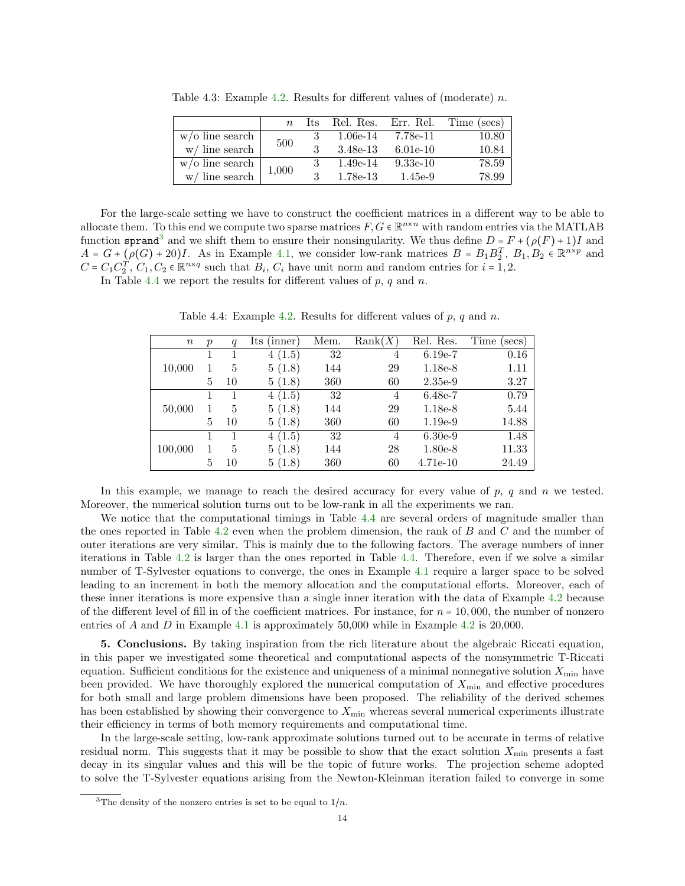Table 4.3: Example 4.2. Results for different values of (moderate) $n$.

| | $n$ | Its | Rel. Res. | Err. Rel. | Time (secs) |
|---|---|---|---|---|---|
| w/o line search | 500 | 3 | 1.06e-14 | 7.78e-11 | 10.80 |
| w/ line search | | 3 | 3.48e-13 | 6.01e-10 | 10.84 |
| w/o line search | 1,000 | 3 | 1.49e-14 | 9.33e-10 | 78.59 |
| w/ line search | | 3 | 1.78e-13 | 1.45e-9 | 78.99 |

For the large-scale setting we have to construct the coefficient matrices in a different way to be able to allocate them. To this end we compute two sparse matrices $F, G \in \mathbb{R}^{n \times n}$ with random entries via the MATLAB function `sprand`[3] and we shift them to ensure their nonsingularity. We thus define $D = F + (\rho(F) + 1)I$ and $A = G + (\rho(G) + 20)I$. As in Example 4.1, we consider low-rank matrices $B = B_1 B_2^T$, $B_1, B_2 \in \mathbb{R}^{n \times p}$ and $C = C_1 C_2^T$, $C_1, C_2 \in \mathbb{R}^{n \times q}$ such that $B_i$, $C_i$ have unit norm and random entries for $i = 1, 2$.

In Table 4.4 we report the results for different values of $p$, $q$ and $n$.

Table 4.4: Example 4.2. Results for different values of $p$, $q$ and $n$.

| $n$ | $p$ | $q$ | Its (inner) | Mem. | Rank($X$) | Rel. Res. | Time (secs) |
|---|---|---|---|---|---|---|---|
| 10,000 | 1 | 1 | 4 (1.5) | 32 | 4 | 6.19e-7 | 0.16 |
| | 1 | 5 | 5 (1.8) | 144 | 29 | 1.18e-8 | 1.11 |
| | 5 | 10 | 5 (1.8) | 360 | 60 | 2.35e-9 | 3.27 |
| 50,000 | 1 | 1 | 4 (1.5) | 32 | 4 | 6.48e-7 | 0.79 |
| | 1 | 5 | 5 (1.8) | 144 | 29 | 1.18e-8 | 5.44 |
| | 5 | 10 | 5 (1.8) | 360 | 60 | 1.19e-9 | 14.88 |
| 100,000 | 1 | 1 | 4 (1.5) | 32 | 4 | 6.30e-9 | 1.48 |
| | 1 | 5 | 5 (1.8) | 144 | 28 | 1.80e-8 | 11.33 |
| | 5 | 10 | 5 (1.8) | 360 | 60 | 4.71e-10 | 24.49 |

In this example, we manage to reach the desired accuracy for every value of $p$, $q$ and $n$ we tested. Moreover, the numerical solution turns out to be low-rank in all the experiments we ran.

We notice that the computational timings in Table 4.4 are several orders of magnitude smaller than the ones reported in Table 4.2 even when the problem dimension, the rank of $B$ and $C$ and the number of outer iterations are very similar. This is mainly due to the following factors. The average numbers of inner iterations in Table 4.2 is larger than the ones reported in Table 4.4. Therefore, even if we solve a similar number of T-Sylvester equations to converge, the ones in Example 4.1 require a larger space to be solved leading to an increment in both the memory allocation and the computational efforts. Moreover, each of these inner iterations is more expensive than a single inner iteration with the data of Example 4.2 because of the different level of fill in of the coefficient matrices. For instance, for $n = 10,000$, the number of nonzero entries of $A$ and $D$ in Example 4.1 is approximately 50,000 while in Example 4.2 is 20,000.

**5. Conclusions.** By taking inspiration from the rich literature about the algebraic Riccati equation, in this paper we investigated some theoretical and computational aspects of the nonsymmetric T-Riccati equation. Sufficient conditions for the existence and uniqueness of a minimal nonnegative solution $X_{\min}$ have been provided. We have thoroughly explored the numerical computation of $X_{\min}$ and effective procedures for both small and large problem dimensions have been proposed. The reliability of the derived schemes has been established by showing their convergence to $X_{\min}$ whereas several numerical experiments illustrate their efficiency in terms of both memory requirements and computational time.

In the large-scale setting, low-rank approximate solutions turned out to be accurate in terms of relative residual norm. This suggests that it may be possible to show that the exact solution $X_{\min}$ presents a fast decay in its singular values and this will be the topic of future works. The projection scheme adopted to solve the T-Sylvester equations arising from the Newton-Kleinman iteration failed to converge in some

[3] The density of the nonzero entries is set to be equal to $1/n$.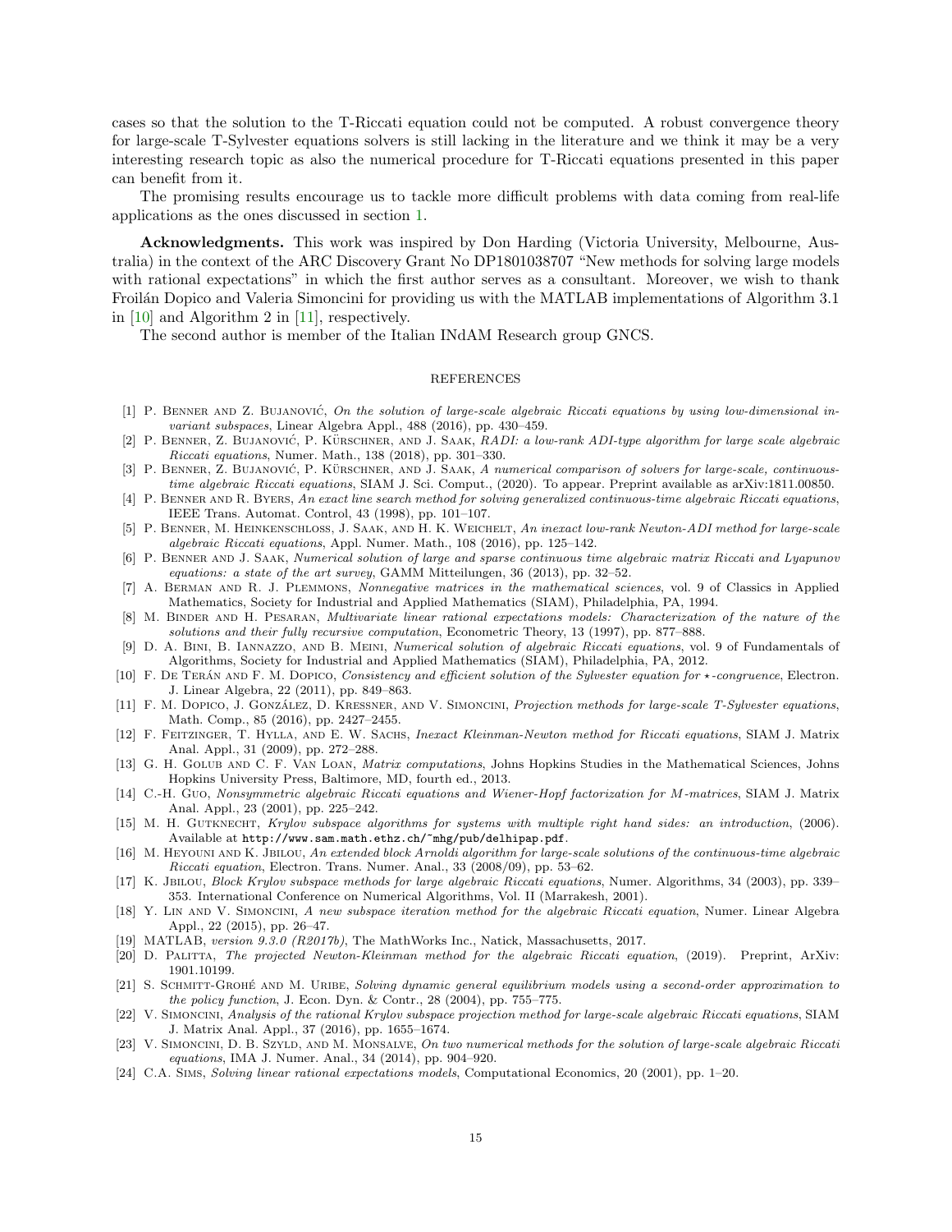cases so that the solution to the T-Riccati equation could not be computed. A robust convergence theory for large-scale T-Sylvester equations solvers is still lacking in the literature and we think it may be a very interesting research topic as also the numerical procedure for T-Riccati equations presented in this paper can benefit from it.

The promising results encourage us to tackle more difficult problems with data coming from real-life applications as the ones discussed in section 1.

**Acknowledgments.** This work was inspired by Don Harding (Victoria University, Melbourne, Australia) in the context of the ARC Discovery Grant No DP1801038707 "New methods for solving large models with rational expectations" in which the first author serves as a consultant. Moreover, we wish to thank Froilán Dopico and Valeria Simoncini for providing us with the MATLAB implementations of Algorithm 3.1 in [10] and Algorithm 2 in [11], respectively.

The second author is member of the Italian INdAM Research group GNCS.

## REFERENCES

[1] P. Benner and Z. Bujanović, *On the solution of large-scale algebraic Riccati equations by using low-dimensional invariant subspaces*, Linear Algebra Appl., 488 (2016), pp. 430–459.

[2] P. Benner, Z. Bujanović, P. Kürschner, and J. Saak, *RADI: a low-rank ADI-type algorithm for large scale algebraic Riccati equations*, Numer. Math., 138 (2018), pp. 301–330.

[3] P. Benner, Z. Bujanović, P. Kürschner, and J. Saak, *A numerical comparison of solvers for large-scale, continuous-time algebraic Riccati equations*, SIAM J. Sci. Comput., (2020). To appear. Preprint available as arXiv:1811.00850.

[4] P. Benner and R. Byers, *An exact line search method for solving generalized continuous-time algebraic Riccati equations*, IEEE Trans. Automat. Control, 43 (1998), pp. 101–107.

[5] P. Benner, M. Heinkenschloss, J. Saak, and H. K. Weichelt, *An inexact low-rank Newton-ADI method for large-scale algebraic Riccati equations*, Appl. Numer. Math., 108 (2016), pp. 125–142.

[6] P. Benner and J. Saak, *Numerical solution of large and sparse continuous time algebraic matrix Riccati and Lyapunov equations: a state of the art survey*, GAMM Mitteilungen, 36 (2013), pp. 32–52.

[7] A. Berman and R. J. Plemmons, *Nonnegative matrices in the mathematical sciences*, vol. 9 of Classics in Applied Mathematics, Society for Industrial and Applied Mathematics (SIAM), Philadelphia, PA, 1994.

[8] M. Binder and H. Pesaran, *Multivariate linear rational expectations models: Characterization of the nature of the solutions and their fully recursive computation*, Econometric Theory, 13 (1997), pp. 877–888.

[9] D. A. Bini, B. Iannazzo, and B. Meini, *Numerical solution of algebraic Riccati equations*, vol. 9 of Fundamentals of Algorithms, Society for Industrial and Applied Mathematics (SIAM), Philadelphia, PA, 2012.

[10] F. De Terán and F. M. Dopico, *Consistency and efficient solution of the Sylvester equation for $\star$-congruence*, Electron. J. Linear Algebra, 22 (2011), pp. 849–863.

[11] F. M. Dopico, J. González, D. Kressner, and V. Simoncini, *Projection methods for large-scale T-Sylvester equations*, Math. Comp., 85 (2016), pp. 2427–2455.

[12] F. Feitzinger, T. Hylla, and E. W. Sachs, *Inexact Kleinman-Newton method for Riccati equations*, SIAM J. Matrix Anal. Appl., 31 (2009), pp. 272–288.

[13] G. H. Golub and C. F. Van Loan, *Matrix computations*, Johns Hopkins Studies in the Mathematical Sciences, Johns Hopkins University Press, Baltimore, MD, fourth ed., 2013.

[14] C.-H. Guo, *Nonsymmetric algebraic Riccati equations and Wiener-Hopf factorization for M-matrices*, SIAM J. Matrix Anal. Appl., 23 (2001), pp. 225–242.

[15] M. H. Gutknecht, *Krylov subspace algorithms for systems with multiple right hand sides: an introduction*, (2006). Available at `http://www.sam.math.ethz.ch/~mhg/pub/delhipap.pdf`.

[16] M. Heyouni and K. Jbilou, *An extended block Arnoldi algorithm for large-scale solutions of the continuous-time algebraic Riccati equation*, Electron. Trans. Numer. Anal., 33 (2008/09), pp. 53–62.

[17] K. Jbilou, *Block Krylov subspace methods for large algebraic Riccati equations*, Numer. Algorithms, 34 (2003), pp. 339–353. International Conference on Numerical Algorithms, Vol. II (Marrakesh, 2001).

[18] Y. Lin and V. Simoncini, *A new subspace iteration method for the algebraic Riccati equation*, Numer. Linear Algebra Appl., 22 (2015), pp. 26–47.

[19] MATLAB, *version 9.3.0 (R2017b)*, The MathWorks Inc., Natick, Massachusetts, 2017.

[20] D. Palitta, *The projected Newton-Kleinman method for the algebraic Riccati equation*, (2019). Preprint, ArXiv: 1901.10199.

[21] S. Schmitt-Grohé and M. Uribe, *Solving dynamic general equilibrium models using a second-order approximation to the policy function*, J. Econ. Dyn. & Contr., 28 (2004), pp. 755–775.

[22] V. Simoncini, *Analysis of the rational Krylov subspace projection method for large-scale algebraic Riccati equations*, SIAM J. Matrix Anal. Appl., 37 (2016), pp. 1655–1674.

[23] V. Simoncini, D. B. Szyld, and M. Monsalve, *On two numerical methods for the solution of large-scale algebraic Riccati equations*, IMA J. Numer. Anal., 34 (2014), pp. 904–920.

[24] C.A. Sims, *Solving linear rational expectations models*, Computational Economics, 20 (2001), pp. 1–20.